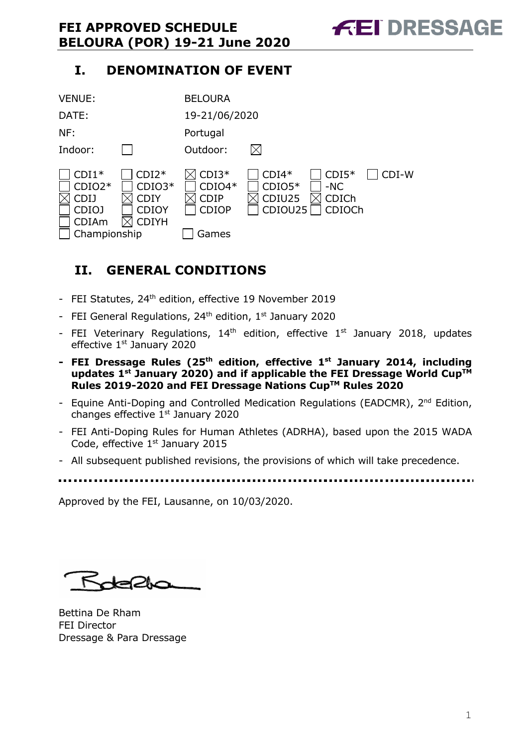# FEI APPROVED SCHEDULE BELOURA (POR) 19-21 June 2020

## I. DENOMINATION OF EVENT

| | |
|---|---|
| VENUE: | BELOURA |
| DATE: | 19-21/06/2020 |
| NF: | Portugal |
| Indoor: ☐ | Outdoor: ☒ |

| | | | | | |
|---|---|---|---|---|---|
| ☐ CDI1* | ☐ CDI2* | ☒ CDI3* | ☐ CDI4* | ☐ CDI5* | ☐ CDI-W |
| ☐ CDIO2* | ☐ CDIO3* | ☐ CDIO4* | ☐ CDIO5* | ☐ -NC | |
| ☒ CDIJ | ☒ CDIY | ☒ CDIP | ☒ CDIU25 | ☒ CDICh | |
| ☐ CDIOJ | ☐ CDIOY | ☐ CDIOP | ☐ CDIOU25 | ☐ CDIOCh | |
| ☐ CDIAm | ☒ CDIYH | | | | |
| ☐ Championship | | ☐ Games | | | |

## II. GENERAL CONDITIONS

- FEI Statutes, 24th edition, effective 19 November 2019
- FEI General Regulations, 24th edition, 1st January 2020
- FEI Veterinary Regulations, 14th edition, effective 1st January 2018, updates effective 1st January 2020
- **FEI Dressage Rules (25th edition, effective 1st January 2014, including updates 1st January 2020) and if applicable the FEI Dressage World Cup™ Rules 2019-2020 and FEI Dressage Nations Cup™ Rules 2020**
- Equine Anti-Doping and Controlled Medication Regulations (EADCMR), 2nd Edition, changes effective 1st January 2020
- FEI Anti-Doping Rules for Human Athletes (ADRHA), based upon the 2015 WADA Code, effective 1st January 2015
- All subsequent published revisions, the provisions of which will take precedence.

---

Approved by the FEI, Lausanne, on 10/03/2020.

Bettina De Rham
FEI Director
Dressage & Para Dressage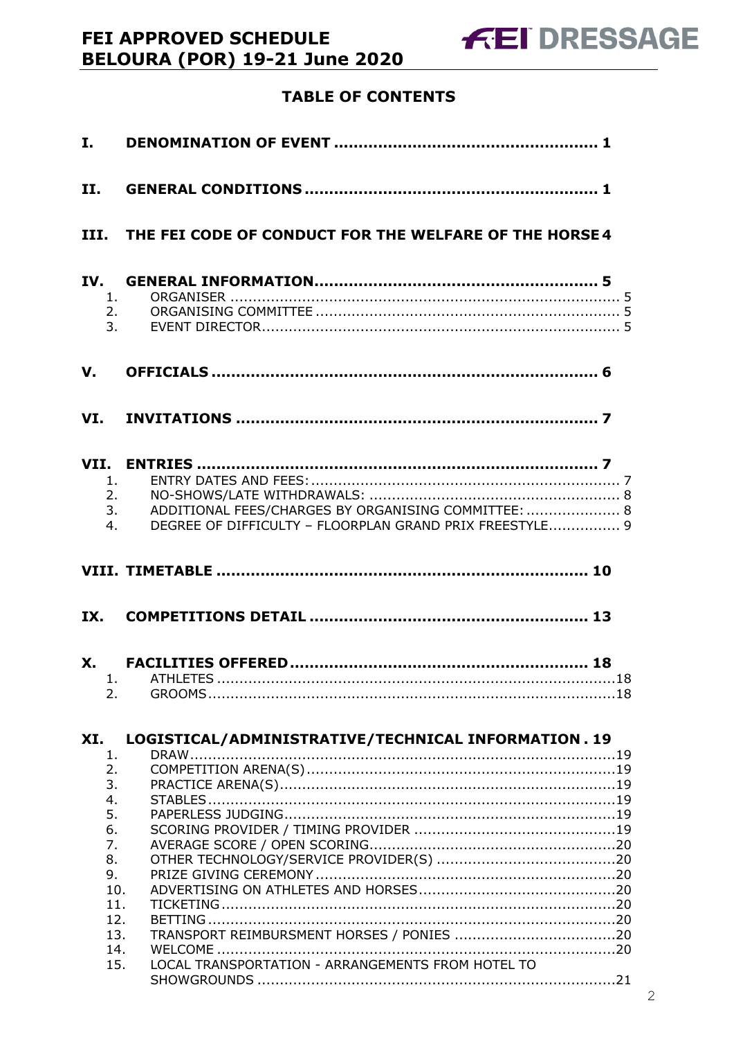## TABLE OF CONTENTS

**I. DENOMINATION OF EVENT ..................................................... 1**

**II. GENERAL CONDITIONS ........................................................... 1**

**III. THE FEI CODE OF CONDUCT FOR THE WELFARE OF THE HORSE 4**

**IV. GENERAL INFORMATION......................................................... 5**

1. ORGANISER ........................................................................... 5
2. ORGANISING COMMITTEE ........................................................ 5
3. EVENT DIRECTOR..................................................................... 5

**V. OFFICIALS ............................................................................ 6**

**VI. INVITATIONS ....................................................................... 7**

**VII. ENTRIES ............................................................................. 7**

1. ENTRY DATES AND FEES: ......................................................... 7
2. NO-SHOWS/LATE WITHDRAWALS: ............................................. 8
3. ADDITIONAL FEES/CHARGES BY ORGANISING COMMITTEE: ..................... 8
4. DEGREE OF DIFFICULTY – FLOORPLAN GRAND PRIX FREESTYLE................ 9

**VIII. TIMETABLE ........................................................................ 10**

**IX. COMPETITIONS DETAIL ........................................................ 13**

**X. FACILITIES OFFERED ............................................................ 18**

1. ATHLETES ...............................................................................18
2. GROOMS..................................................................................18

**XI. LOGISTICAL/ADMINISTRATIVE/TECHNICAL INFORMATION . 19**

1. DRAW.......................................................................................19
2. COMPETITION ARENA(S).............................................................19
3. PRACTICE ARENA(S)...................................................................19
4. STABLES...................................................................................19
5. PAPERLESS JUDGING...................................................................19
6. SCORING PROVIDER / TIMING PROVIDER .......................................19
7. AVERAGE SCORE / OPEN SCORING................................................20
8. OTHER TECHNOLOGY/SERVICE PROVIDER(S) ..................................20
9. PRIZE GIVING CEREMONY ...........................................................20
10. ADVERTISING ON ATHLETES AND HORSES......................................20
11. TICKETING ...............................................................................20
12. BETTING ..................................................................................20
13. TRANSPORT REIMBURSMENT HORSES / PONIES ...............................20
14. WELCOME .................................................................................20
15. LOCAL TRANSPORTATION - ARRANGEMENTS FROM HOTEL TO SHOWGROUNDS ..........................................................................21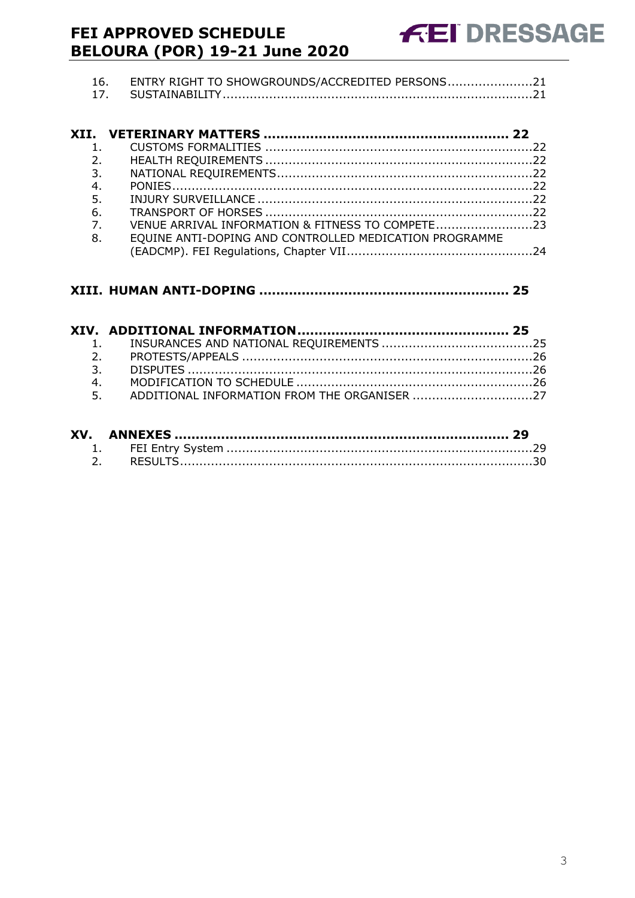16. ENTRY RIGHT TO SHOWGROUNDS/ACCREDITED PERSONS......................21
17. SUSTAINABILITY.................................................................................21

**XII. VETERINARY MATTERS ........................................................ 22**

1. CUSTOMS FORMALITIES ....................................................................22
2. HEALTH REQUIREMENTS ....................................................................22
3. NATIONAL REQUIREMENTS..................................................................22
4. PONIES...........................................................................................22
5. INJURY SURVEILLANCE .......................................................................22
6. TRANSPORT OF HORSES ....................................................................22
7. VENUE ARRIVAL INFORMATION & FITNESS TO COMPETE.........................23
8. EQUINE ANTI-DOPING AND CONTROLLED MEDICATION PROGRAMME (EADCMP). FEI Regulations, Chapter VII................................................24

**XIII. HUMAN ANTI-DOPING ......................................................... 25**

**XIV. ADDITIONAL INFORMATION................................................. 25**

1. INSURANCES AND NATIONAL REQUIREMENTS .......................................25
2. PROTESTS/APPEALS ..........................................................................26
3. DISPUTES ........................................................................................26
4. MODIFICATION TO SCHEDULE .............................................................26
5. ADDITIONAL INFORMATION FROM THE ORGANISER ...............................27

**XV. ANNEXES ............................................................................ 29**

1. FEI Entry System ...............................................................................29
2. RESULTS..........................................................................................30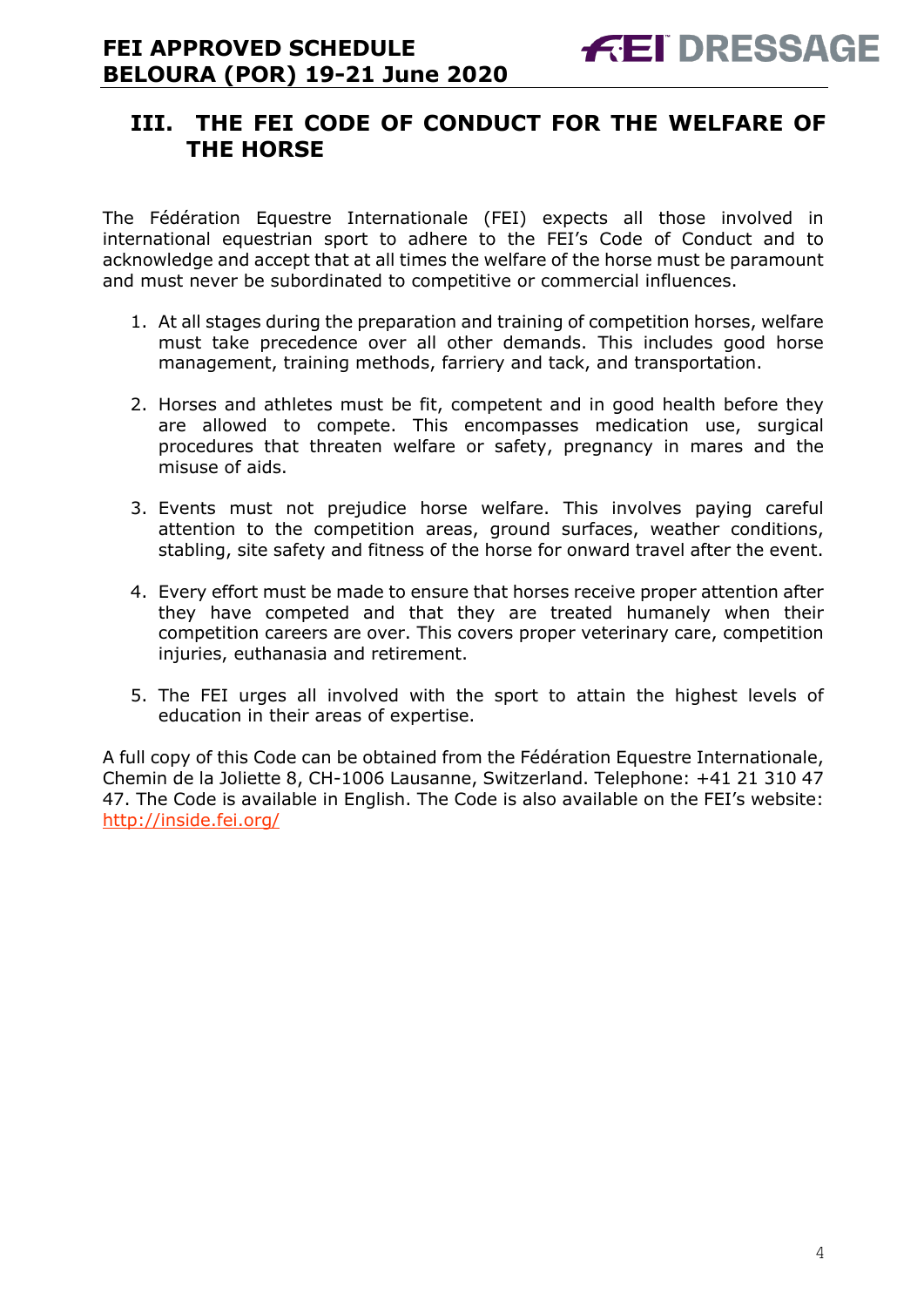## III. THE FEI CODE OF CONDUCT FOR THE WELFARE OF THE HORSE

The Fédération Equestre Internationale (FEI) expects all those involved in international equestrian sport to adhere to the FEI's Code of Conduct and to acknowledge and accept that at all times the welfare of the horse must be paramount and must never be subordinated to competitive or commercial influences.

1. At all stages during the preparation and training of competition horses, welfare must take precedence over all other demands. This includes good horse management, training methods, farriery and tack, and transportation.

2. Horses and athletes must be fit, competent and in good health before they are allowed to compete. This encompasses medication use, surgical procedures that threaten welfare or safety, pregnancy in mares and the misuse of aids.

3. Events must not prejudice horse welfare. This involves paying careful attention to the competition areas, ground surfaces, weather conditions, stabling, site safety and fitness of the horse for onward travel after the event.

4. Every effort must be made to ensure that horses receive proper attention after they have competed and that they are treated humanely when their competition careers are over. This covers proper veterinary care, competition injuries, euthanasia and retirement.

5. The FEI urges all involved with the sport to attain the highest levels of education in their areas of expertise.

A full copy of this Code can be obtained from the Fédération Equestre Internationale, Chemin de la Joliette 8, CH-1006 Lausanne, Switzerland. Telephone: +41 21 310 47 47. The Code is available in English. The Code is also available on the FEI's website: [http://inside.fei.org/](http://inside.fei.org/)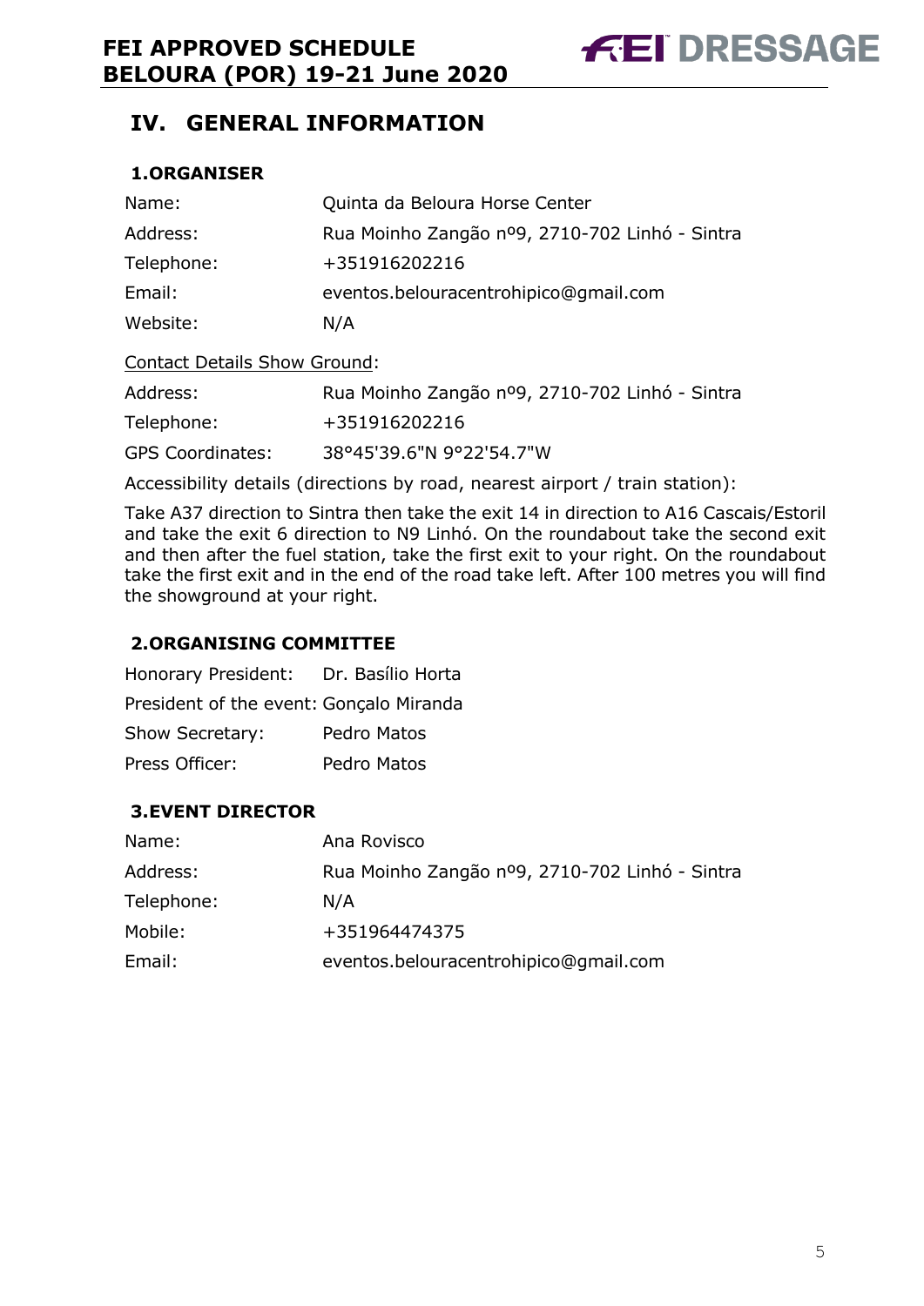# IV. GENERAL INFORMATION

## 1.ORGANISER

| | |
|---|---|
| Name: | Quinta da Beloura Horse Center |
| Address: | Rua Moinho Zangão nº9, 2710-702 Linhó - Sintra |
| Telephone: | +351916202216 |
| Email: | eventos.belouracentrohipico@gmail.com |
| Website: | N/A |

Contact Details Show Ground:

| | |
|---|---|
| Address: | Rua Moinho Zangão nº9, 2710-702 Linhó - Sintra |
| Telephone: | +351916202216 |
| GPS Coordinates: | 38°45'39.6"N 9°22'54.7"W |

Accessibility details (directions by road, nearest airport / train station):

Take A37 direction to Sintra then take the exit 14 in direction to A16 Cascais/Estoril and take the exit 6 direction to N9 Linhó. On the roundabout take the second exit and then after the fuel station, take the first exit to your right. On the roundabout take the first exit and in the end of the road take left. After 100 metres you will find the showground at your right.

## 2.ORGANISING COMMITTEE

| | |
|---|---|
| Honorary President: | Dr. Basílio Horta |
| President of the event: | Gonçalo Miranda |
| Show Secretary: | Pedro Matos |
| Press Officer: | Pedro Matos |

## 3.EVENT DIRECTOR

| | |
|---|---|
| Name: | Ana Rovisco |
| Address: | Rua Moinho Zangão nº9, 2710-702 Linhó - Sintra |
| Telephone: | N/A |
| Mobile: | +351964474375 |
| Email: | eventos.belouracentrohipico@gmail.com |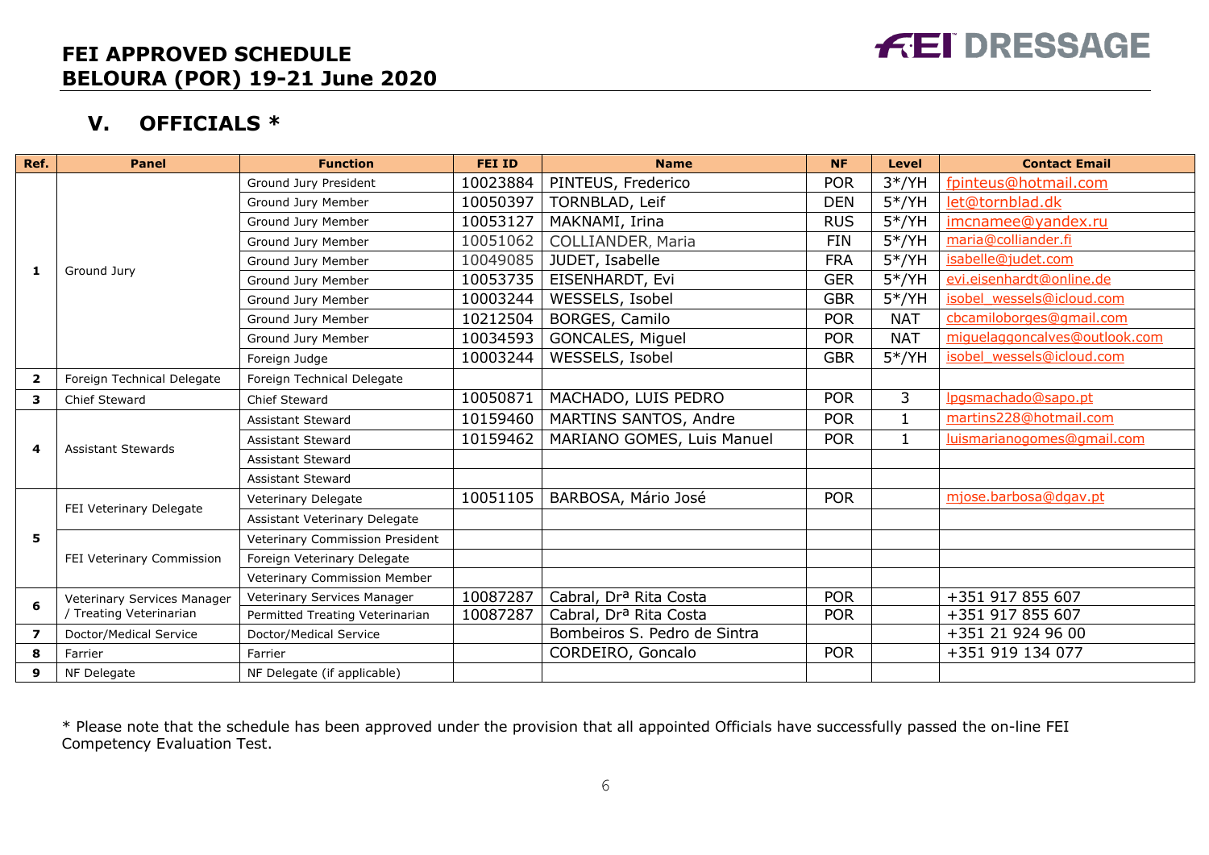# FEI APPROVED SCHEDULE
# BELOURA (POR) 19-21 June 2020

## V. OFFICIALS *

| Ref. | Panel | Function | FEI ID | Name | NF | Level | Contact Email |
|---|---|---|---|---|---|---|---|
| 1 | Ground Jury | Ground Jury President | 10023884 | PINTEUS, Frederico | POR | 3*/YH | fpinteus@hotmail.com |
| | | Ground Jury Member | 10050397 | TORNBLAD, Leif | DEN | 5*/YH | let@tornblad.dk |
| | | Ground Jury Member | 10053127 | MAKNAMI, Irina | RUS | 5*/YH | imcnamee@yandex.ru |
| | | Ground Jury Member | 10051062 | COLLIANDER, Maria | FIN | 5*/YH | maria@colliander.fi |
| | | Ground Jury Member | 10049085 | JUDET, Isabelle | FRA | 5*/YH | isabelle@judet.com |
| | | Ground Jury Member | 10053735 | EISENHARDT, Evi | GER | 5*/YH | evi.eisenhardt@online.de |
| | | Ground Jury Member | 10003244 | WESSELS, Isobel | GBR | 5*/YH | isobel_wessels@icloud.com |
| | | Ground Jury Member | 10212504 | BORGES, Camilo | POR | NAT | cbcamiloborges@gmail.com |
| | | Ground Jury Member | 10034593 | GONCALES, Miguel | POR | NAT | miguelaggoncalves@outlook.com |
| | | Foreign Judge | 10003244 | WESSELS, Isobel | GBR | 5*/YH | isobel_wessels@icloud.com |
| 2 | Foreign Technical Delegate | Foreign Technical Delegate | | | | | |
| 3 | Chief Steward | Chief Steward | 10050871 | MACHADO, LUIS PEDRO | POR | 3 | lpgsmachado@sapo.pt |
| 4 | Assistant Stewards | Assistant Steward | 10159460 | MARTINS SANTOS, Andre | POR | 1 | martins228@hotmail.com |
| | | Assistant Steward | 10159462 | MARIANO GOMES, Luis Manuel | POR | 1 | luismarianogomes@gmail.com |
| | | Assistant Steward | | | | | |
| | | Assistant Steward | | | | | |
| 5 | FEI Veterinary Delegate | Veterinary Delegate | 10051105 | BARBOSA, Mário José | POR | | mjose.barbosa@dgav.pt |
| | | Assistant Veterinary Delegate | | | | | |
| | FEI Veterinary Commission | Veterinary Commission President | | | | | |
| | | Foreign Veterinary Delegate | | | | | |
| | | Veterinary Commission Member | | | | | |
| 6 | Veterinary Services Manager / Treating Veterinarian | Veterinary Services Manager | 10087287 | Cabral, Drª Rita Costa | POR | | +351 917 855 607 |
| | | Permitted Treating Veterinarian | 10087287 | Cabral, Drª Rita Costa | POR | | +351 917 855 607 |
| 7 | Doctor/Medical Service | Doctor/Medical Service | | Bombeiros S. Pedro de Sintra | | | +351 21 924 96 00 |
| 8 | Farrier | Farrier | | CORDEIRO, Goncalo | POR | | +351 919 134 077 |
| 9 | NF Delegate | NF Delegate (if applicable) | | | | | |

* Please note that the schedule has been approved under the provision that all appointed Officials have successfully passed the on-line FEI Competency Evaluation Test.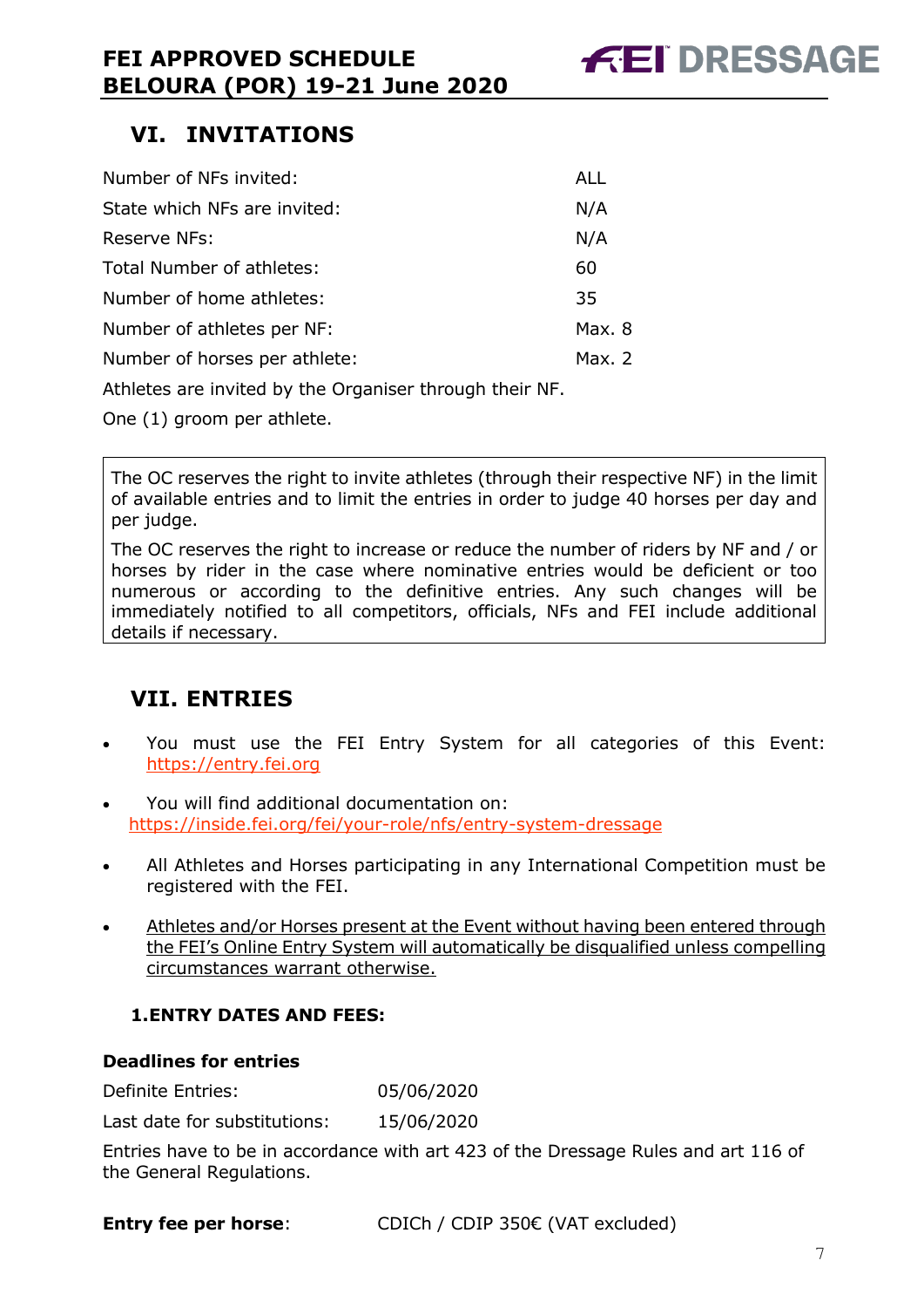## VI. INVITATIONS

| | |
|---|---|
| Number of NFs invited: | ALL |
| State which NFs are invited: | N/A |
| Reserve NFs: | N/A |
| Total Number of athletes: | 60 |
| Number of home athletes: | 35 |
| Number of athletes per NF: | Max. 8 |
| Number of horses per athlete: | Max. 2 |

Athletes are invited by the Organiser through their NF.

One (1) groom per athlete.

> The OC reserves the right to invite athletes (through their respective NF) in the limit of available entries and to limit the entries in order to judge 40 horses per day and per judge.
>
> The OC reserves the right to increase or reduce the number of riders by NF and / or horses by rider in the case where nominative entries would be deficient or too numerous or according to the definitive entries. Any such changes will be immediately notified to all competitors, officials, NFs and FEI include additional details if necessary.

## VII. ENTRIES

- You must use the FEI Entry System for all categories of this Event: https://entry.fei.org
- You will find additional documentation on: https://inside.fei.org/fei/your-role/nfs/entry-system-dressage
- All Athletes and Horses participating in any International Competition must be registered with the FEI.
- <u>Athletes and/or Horses present at the Event without having been entered through the FEI's Online Entry System will automatically be disqualified unless compelling circumstances warrant otherwise.</u>

### 1. ENTRY DATES AND FEES:

**Deadlines for entries**

| | |
|---|---|
| Definite Entries: | 05/06/2020 |
| Last date for substitutions: | 15/06/2020 |

Entries have to be in accordance with art 423 of the Dressage Rules and art 116 of the General Regulations.

**Entry fee per horse**: CDICh / CDIP 350€ (VAT excluded)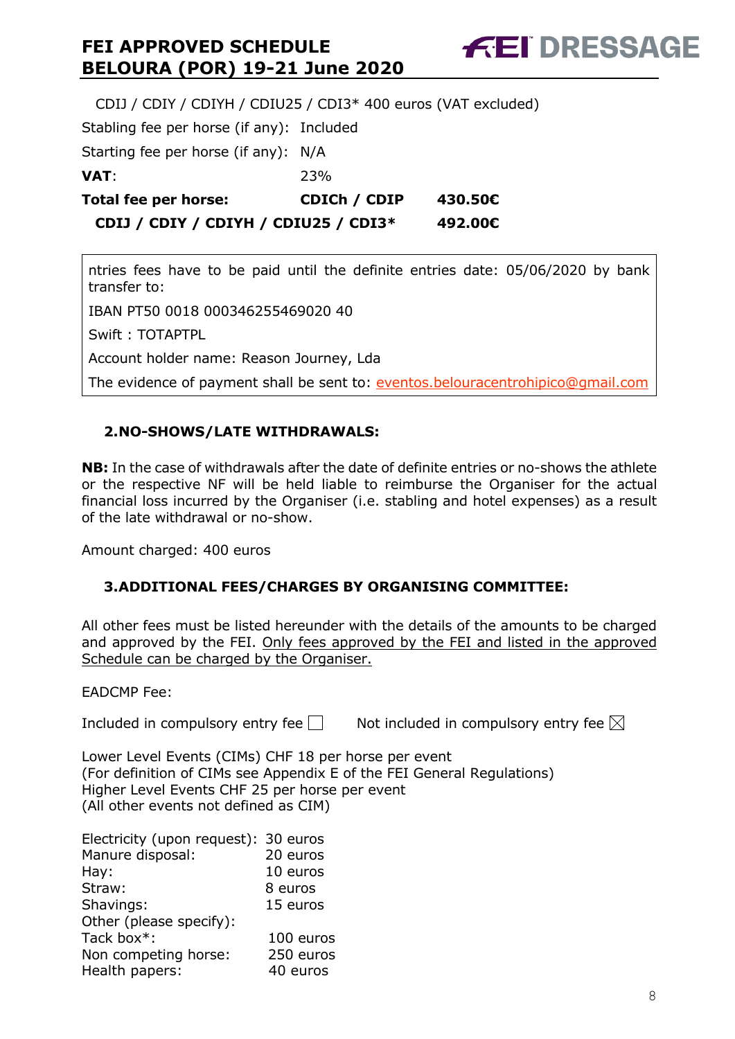CDIJ / CDIY / CDIYH / CDIU25 / CDI3* 400 euros (VAT excluded)

Stabling fee per horse (if any): Included

Starting fee per horse (if any): N/A

**VAT**: 23%

| **Total fee per horse:** | **CDICh / CDIP** | **430.50€** |
|---|---|---|
| **CDIJ / CDIY / CDIYH / CDIU25 / CDI3*** | | **492.00€** |

ntries fees have to be paid until the definite entries date: 05/06/2020 by bank transfer to:

IBAN PT50 0018 000346255469020 40

Swift : TOTAPTPL

Account holder name: Reason Journey, Lda

The evidence of payment shall be sent to: eventos.belouracentrohipico@gmail.com

## 2.NO-SHOWS/LATE WITHDRAWALS:

**NB:** In the case of withdrawals after the date of definite entries or no-shows the athlete or the respective NF will be held liable to reimburse the Organiser for the actual financial loss incurred by the Organiser (i.e. stabling and hotel expenses) as a result of the late withdrawal or no-show.

Amount charged: 400 euros

## 3.ADDITIONAL FEES/CHARGES BY ORGANISING COMMITTEE:

All other fees must be listed hereunder with the details of the amounts to be charged and approved by the FEI. Only fees approved by the FEI and listed in the approved Schedule can be charged by the Organiser.

EADCMP Fee:

Included in compulsory entry fee ☐ Not included in compulsory entry fee ☒

Lower Level Events (CIMs) CHF 18 per horse per event
(For definition of CIMs see Appendix E of the FEI General Regulations)
Higher Level Events CHF 25 per horse per event
(All other events not defined as CIM)

Electricity (upon request): 30 euros
Manure disposal: 20 euros
Hay: 10 euros
Straw: 8 euros
Shavings: 15 euros
Other (please specify):
Tack box*: 100 euros
Non competing horse: 250 euros
Health papers: 40 euros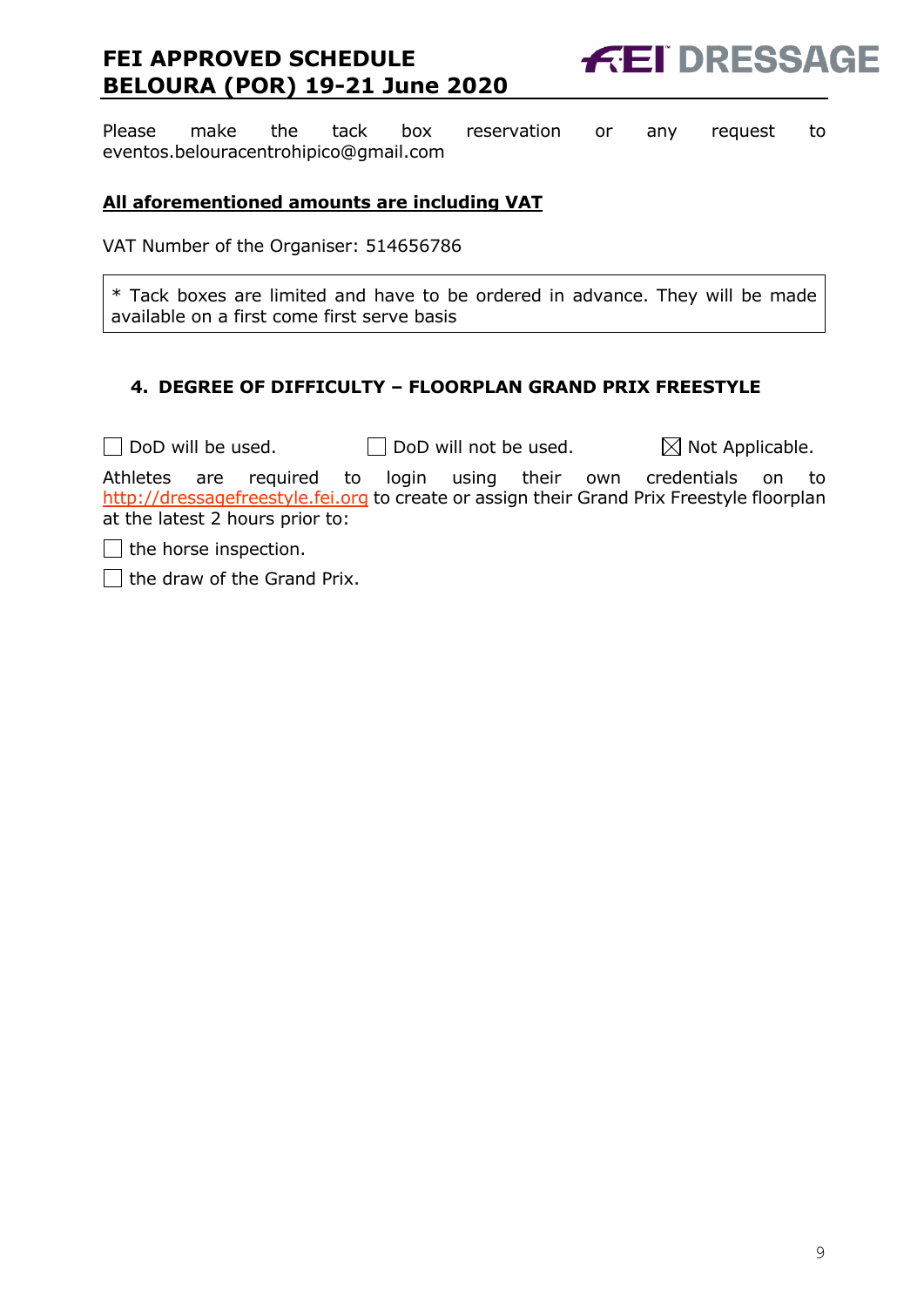Please make the tack box reservation or any request to eventos.belouracentrohipico@gmail.com

**All aforementioned amounts are including VAT**

VAT Number of the Organiser: 514656786

| * Tack boxes are limited and have to be ordered in advance. They will be made available on a first come first serve basis |
|---|

## 4. DEGREE OF DIFFICULTY – FLOORPLAN GRAND PRIX FREESTYLE

☐ DoD will be used. ☐ DoD will not be used. ☒ Not Applicable.

Athletes are required to login using their own credentials on to http://dressagefreestyle.fei.org to create or assign their Grand Prix Freestyle floorplan at the latest 2 hours prior to:

☐ the horse inspection.

☐ the draw of the Grand Prix.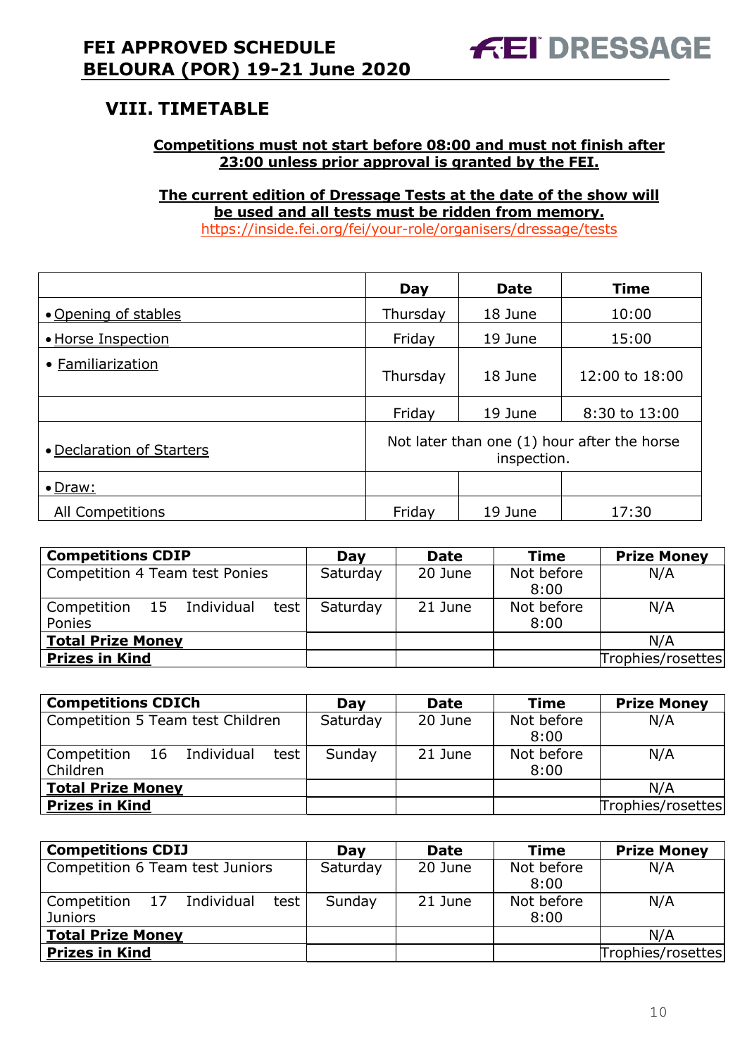## VIII. TIMETABLE

**Competitions must not start before 08:00 and must not finish after 23:00 unless prior approval is granted by the FEI.**

**The current edition of Dressage Tests at the date of the show will be used and all tests must be ridden from memory.**
https://inside.fei.org/fei/your-role/organisers/dressage/tests

| | Day | Date | Time |
|---|---|---|---|
| • Opening of stables | Thursday | 18 June | 10:00 |
| • Horse Inspection | Friday | 19 June | 15:00 |
| • Familiarization | Thursday | 18 June | 12:00 to 18:00 |
| | Friday | 19 June | 8:30 to 13:00 |
| • Declaration of Starters | Not later than one (1) hour after the horse inspection. | | |
| • Draw: | | | |
| All Competitions | Friday | 19 June | 17:30 |

| Competitions CDIP | Day | Date | Time | Prize Money |
|---|---|---|---|---|
| Competition 4 Team test Ponies | Saturday | 20 June | Not before 8:00 | N/A |
| Competition 15 Individual test Ponies | Saturday | 21 June | Not before 8:00 | N/A |
| **Total Prize Money** | | | | N/A |
| **Prizes in Kind** | | | | Trophies/rosettes |

| Competitions CDICh | Day | Date | Time | Prize Money |
|---|---|---|---|---|
| Competition 5 Team test Children | Saturday | 20 June | Not before 8:00 | N/A |
| Competition 16 Individual test Children | Sunday | 21 June | Not before 8:00 | N/A |
| **Total Prize Money** | | | | N/A |
| **Prizes in Kind** | | | | Trophies/rosettes |

| Competitions CDIJ | Day | Date | Time | Prize Money |
|---|---|---|---|---|
| Competition 6 Team test Juniors | Saturday | 20 June | Not before 8:00 | N/A |
| Competition 17 Individual test Juniors | Sunday | 21 June | Not before 8:00 | N/A |
| **Total Prize Money** | | | | N/A |
| **Prizes in Kind** | | | | Trophies/rosettes |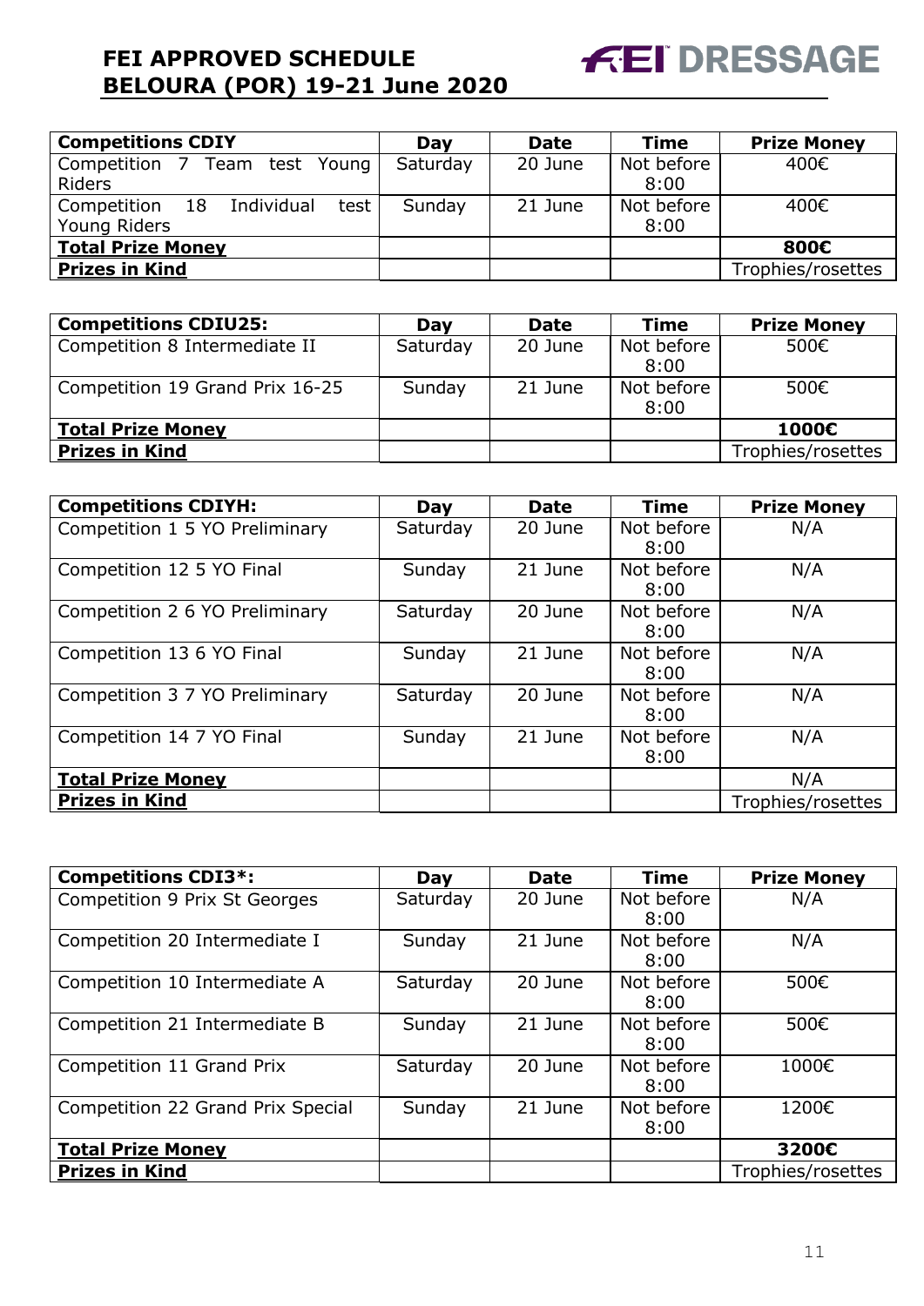| Competitions CDIY | Day | Date | Time | Prize Money |
|---|---|---|---|---|
| Competition 7 Team test Young Riders | Saturday | 20 June | Not before 8:00 | 400€ |
| Competition 18 Individual test Young Riders | Sunday | 21 June | Not before 8:00 | 400€ |
| **Total Prize Money** | | | | **800€** |
| **Prizes in Kind** | | | | Trophies/rosettes |

| Competitions CDIU25: | Day | Date | Time | Prize Money |
|---|---|---|---|---|
| Competition 8 Intermediate II | Saturday | 20 June | Not before 8:00 | 500€ |
| Competition 19 Grand Prix 16-25 | Sunday | 21 June | Not before 8:00 | 500€ |
| **Total Prize Money** | | | | **1000€** |
| **Prizes in Kind** | | | | Trophies/rosettes |

| Competitions CDIYH: | Day | Date | Time | Prize Money |
|---|---|---|---|---|
| Competition 1 5 YO Preliminary | Saturday | 20 June | Not before 8:00 | N/A |
| Competition 12 5 YO Final | Sunday | 21 June | Not before 8:00 | N/A |
| Competition 2 6 YO Preliminary | Saturday | 20 June | Not before 8:00 | N/A |
| Competition 13 6 YO Final | Sunday | 21 June | Not before 8:00 | N/A |
| Competition 3 7 YO Preliminary | Saturday | 20 June | Not before 8:00 | N/A |
| Competition 14 7 YO Final | Sunday | 21 June | Not before 8:00 | N/A |
| **Total Prize Money** | | | | N/A |
| **Prizes in Kind** | | | | Trophies/rosettes |

| Competitions CDI3*: | Day | Date | Time | Prize Money |
|---|---|---|---|---|
| Competition 9 Prix St Georges | Saturday | 20 June | Not before 8:00 | N/A |
| Competition 20 Intermediate I | Sunday | 21 June | Not before 8:00 | N/A |
| Competition 10 Intermediate A | Saturday | 20 June | Not before 8:00 | 500€ |
| Competition 21 Intermediate B | Sunday | 21 June | Not before 8:00 | 500€ |
| Competition 11 Grand Prix | Saturday | 20 June | Not before 8:00 | 1000€ |
| Competition 22 Grand Prix Special | Sunday | 21 June | Not before 8:00 | 1200€ |
| **Total Prize Money** | | | | **3200€** |
| **Prizes in Kind** | | | | Trophies/rosettes |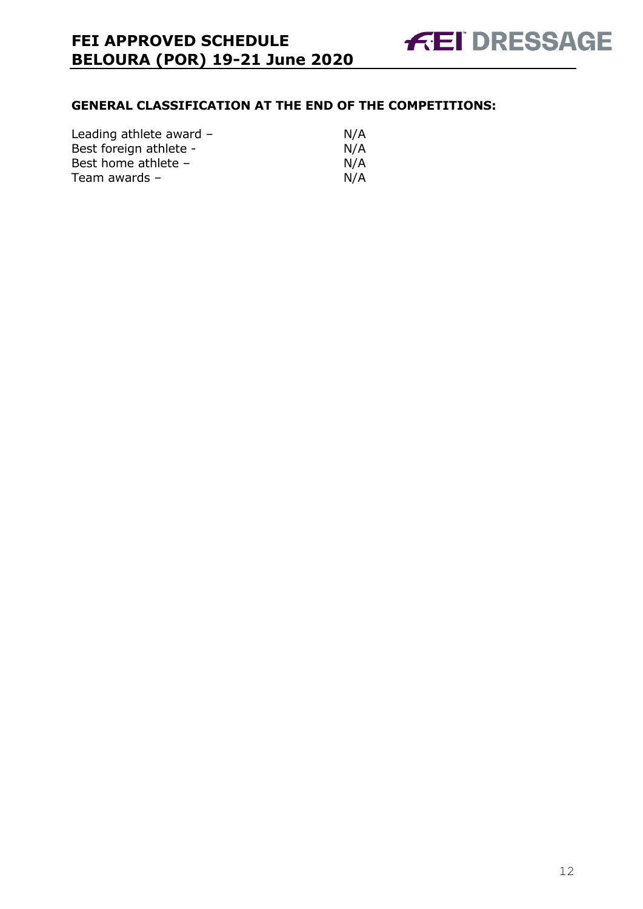## GENERAL CLASSIFICATION AT THE END OF THE COMPETITIONS:

| | |
|---|---|
| Leading athlete award – | N/A |
| Best foreign athlete - | N/A |
| Best home athlete – | N/A |
| Team awards – | N/A |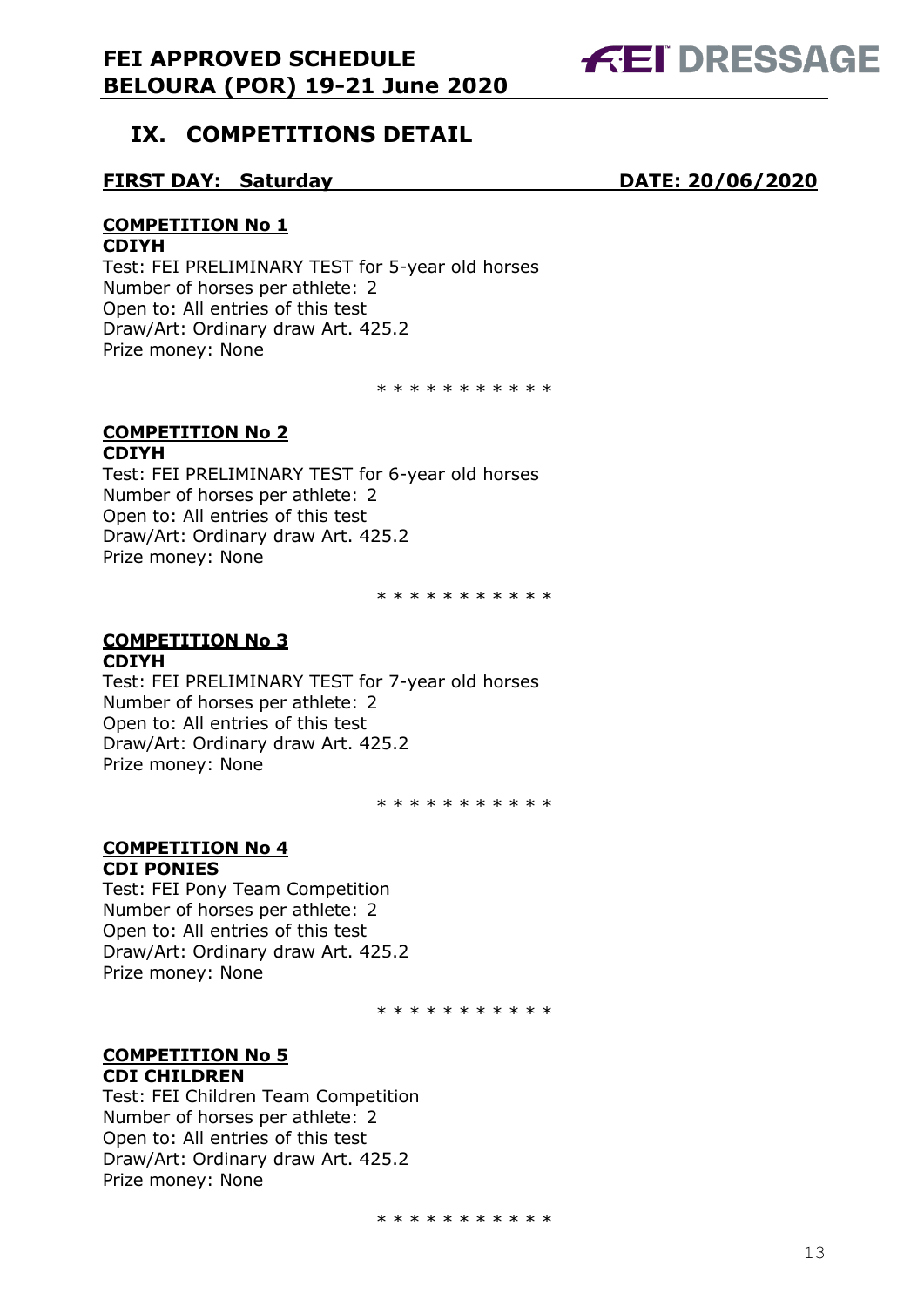## IX. COMPETITIONS DETAIL

**FIRST DAY: Saturday** **DATE: 20/06/2020**

**COMPETITION No 1**
**CDIYH**
Test: FEI PRELIMINARY TEST for 5-year old horses
Number of horses per athlete: 2
Open to: All entries of this test
Draw/Art: Ordinary draw Art. 425.2
Prize money: None

\* \* \* \* \* \* \* \* \* \* \*

**COMPETITION No 2**
**CDIYH**
Test: FEI PRELIMINARY TEST for 6-year old horses
Number of horses per athlete: 2
Open to: All entries of this test
Draw/Art: Ordinary draw Art. 425.2
Prize money: None

\* \* \* \* \* \* \* \* \* \* \*

**COMPETITION No 3**
**CDIYH**
Test: FEI PRELIMINARY TEST for 7-year old horses
Number of horses per athlete: 2
Open to: All entries of this test
Draw/Art: Ordinary draw Art. 425.2
Prize money: None

\* \* \* \* \* \* \* \* \* \* \*

**COMPETITION No 4**
**CDI PONIES**
Test: FEI Pony Team Competition
Number of horses per athlete: 2
Open to: All entries of this test
Draw/Art: Ordinary draw Art. 425.2
Prize money: None

\* \* \* \* \* \* \* \* \* \* \*

**COMPETITION No 5**
**CDI CHILDREN**
Test: FEI Children Team Competition
Number of horses per athlete: 2
Open to: All entries of this test
Draw/Art: Ordinary draw Art. 425.2
Prize money: None

\* \* \* \* \* \* \* \* \* \* \*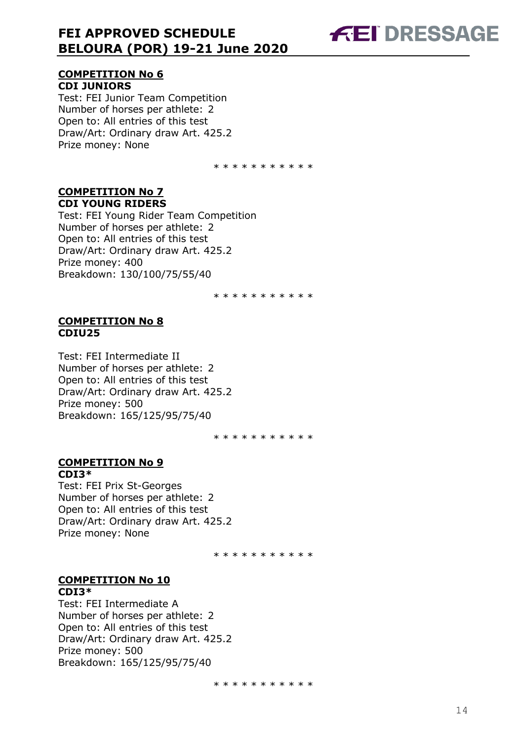## COMPETITION No 6

**CDI JUNIORS**

Test: FEI Junior Team Competition
Number of horses per athlete: 2
Open to: All entries of this test
Draw/Art: Ordinary draw Art. 425.2
Prize money: None

* * * * * * * * * * *

## COMPETITION No 7

**CDI YOUNG RIDERS**

Test: FEI Young Rider Team Competition
Number of horses per athlete: 2
Open to: All entries of this test
Draw/Art: Ordinary draw Art. 425.2
Prize money: 400
Breakdown: 130/100/75/55/40

* * * * * * * * * * *

## COMPETITION No 8

**CDIU25**

Test: FEI Intermediate II
Number of horses per athlete: 2
Open to: All entries of this test
Draw/Art: Ordinary draw Art. 425.2
Prize money: 500
Breakdown: 165/125/95/75/40

* * * * * * * * * * *

## COMPETITION No 9

**CDI3***

Test: FEI Prix St-Georges
Number of horses per athlete: 2
Open to: All entries of this test
Draw/Art: Ordinary draw Art. 425.2
Prize money: None

* * * * * * * * * * *

## COMPETITION No 10

**CDI3***

Test: FEI Intermediate A
Number of horses per athlete: 2
Open to: All entries of this test
Draw/Art: Ordinary draw Art. 425.2
Prize money: 500
Breakdown: 165/125/95/75/40

* * * * * * * * * * *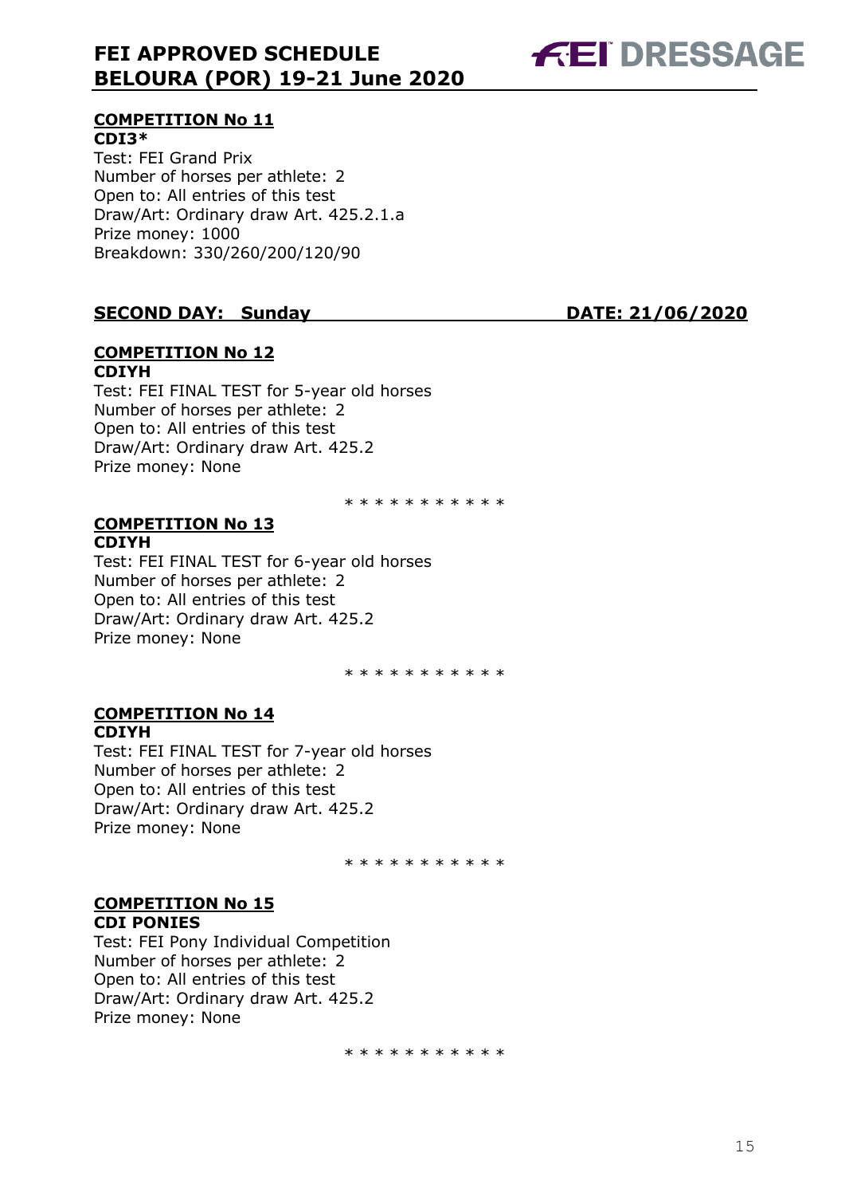**COMPETITION No 11**
**CDI3***
Test: FEI Grand Prix
Number of horses per athlete: 2
Open to: All entries of this test
Draw/Art: Ordinary draw Art. 425.2.1.a
Prize money: 1000
Breakdown: 330/260/200/120/90

## SECOND DAY: Sunday DATE: 21/06/2020

**COMPETITION No 12**
**CDIYH**
Test: FEI FINAL TEST for 5-year old horses
Number of horses per athlete: 2
Open to: All entries of this test
Draw/Art: Ordinary draw Art. 425.2
Prize money: None

* * * * * * * * * * *

**COMPETITION No 13**
**CDIYH**
Test: FEI FINAL TEST for 6-year old horses
Number of horses per athlete: 2
Open to: All entries of this test
Draw/Art: Ordinary draw Art. 425.2
Prize money: None

* * * * * * * * * * *

**COMPETITION No 14**
**CDIYH**
Test: FEI FINAL TEST for 7-year old horses
Number of horses per athlete: 2
Open to: All entries of this test
Draw/Art: Ordinary draw Art. 425.2
Prize money: None

* * * * * * * * * * *

**COMPETITION No 15**
**CDI PONIES**
Test: FEI Pony Individual Competition
Number of horses per athlete: 2
Open to: All entries of this test
Draw/Art: Ordinary draw Art. 425.2
Prize money: None

* * * * * * * * * * *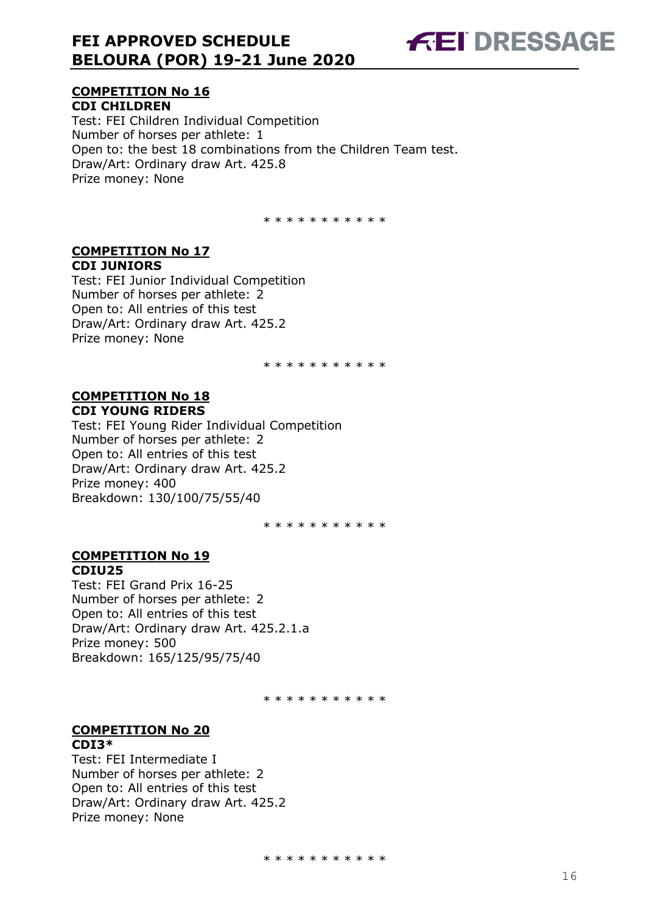**COMPETITION No 16**
**CDI CHILDREN**
Test: FEI Children Individual Competition
Number of horses per athlete: 1
Open to: the best 18 combinations from the Children Team test.
Draw/Art: Ordinary draw Art. 425.8
Prize money: None

\* \* \* \* \* \* \* \* \* \* \*

**COMPETITION No 17**
**CDI JUNIORS**
Test: FEI Junior Individual Competition
Number of horses per athlete: 2
Open to: All entries of this test
Draw/Art: Ordinary draw Art. 425.2
Prize money: None

\* \* \* \* \* \* \* \* \* \* \*

**COMPETITION No 18**
**CDI YOUNG RIDERS**
Test: FEI Young Rider Individual Competition
Number of horses per athlete: 2
Open to: All entries of this test
Draw/Art: Ordinary draw Art. 425.2
Prize money: 400
Breakdown: 130/100/75/55/40

\* \* \* \* \* \* \* \* \* \* \*

**COMPETITION No 19**
**CDIU25**
Test: FEI Grand Prix 16-25
Number of horses per athlete: 2
Open to: All entries of this test
Draw/Art: Ordinary draw Art. 425.2.1.a
Prize money: 500
Breakdown: 165/125/95/75/40

\* \* \* \* \* \* \* \* \* \* \*

**COMPETITION No 20**
**CDI3\***
Test: FEI Intermediate I
Number of horses per athlete: 2
Open to: All entries of this test
Draw/Art: Ordinary draw Art. 425.2
Prize money: None

\* \* \* \* \* \* \* \* \* \* \*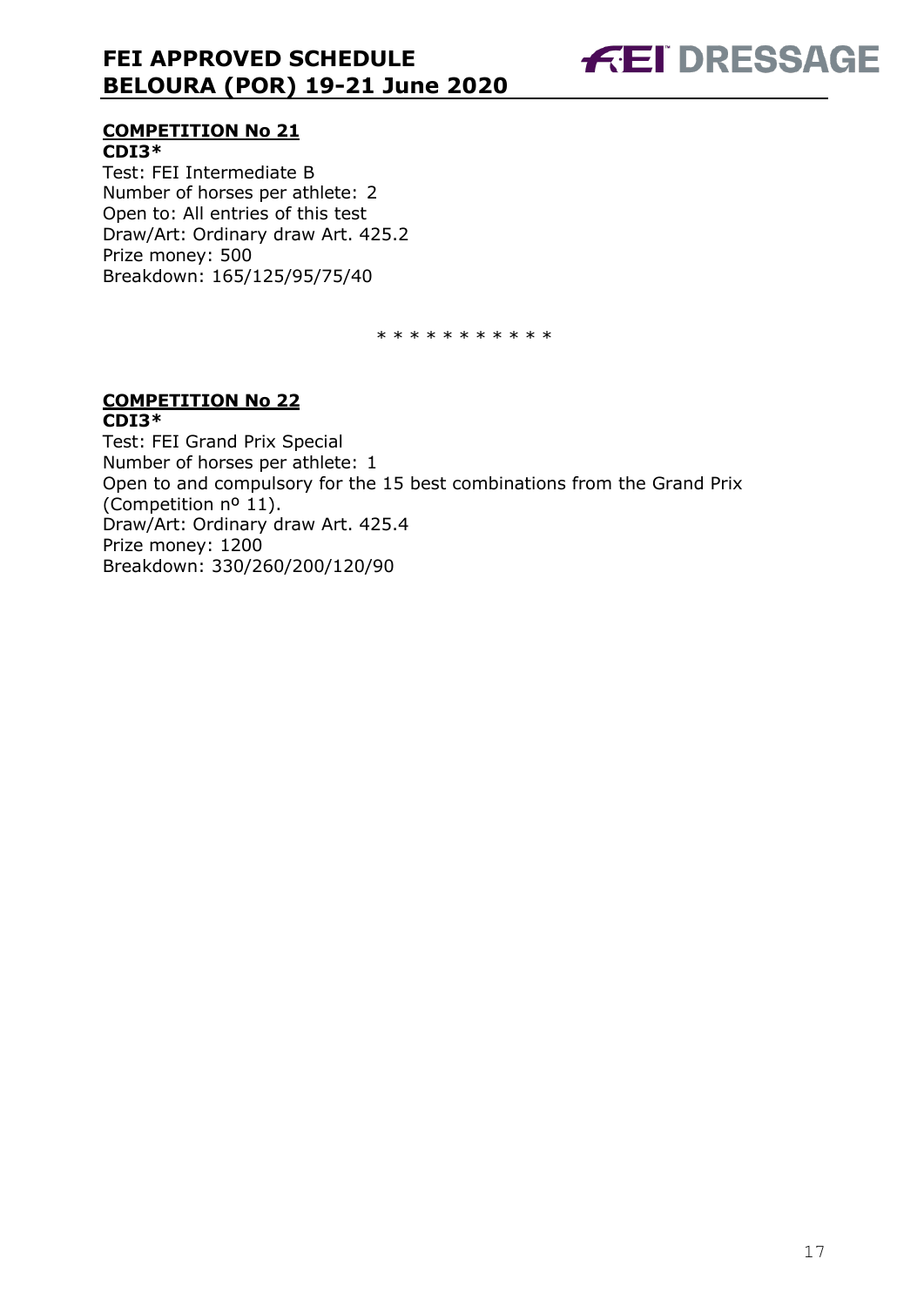## COMPETITION No 21

**CDI3***

Test: FEI Intermediate B
Number of horses per athlete: 2
Open to: All entries of this test
Draw/Art: Ordinary draw Art. 425.2
Prize money: 500
Breakdown: 165/125/95/75/40

* * * * * * * * * * *

## COMPETITION No 22

**CDI3***

Test: FEI Grand Prix Special
Number of horses per athlete: 1
Open to and compulsory for the 15 best combinations from the Grand Prix (Competition nº 11).
Draw/Art: Ordinary draw Art. 425.4
Prize money: 1200
Breakdown: 330/260/200/120/90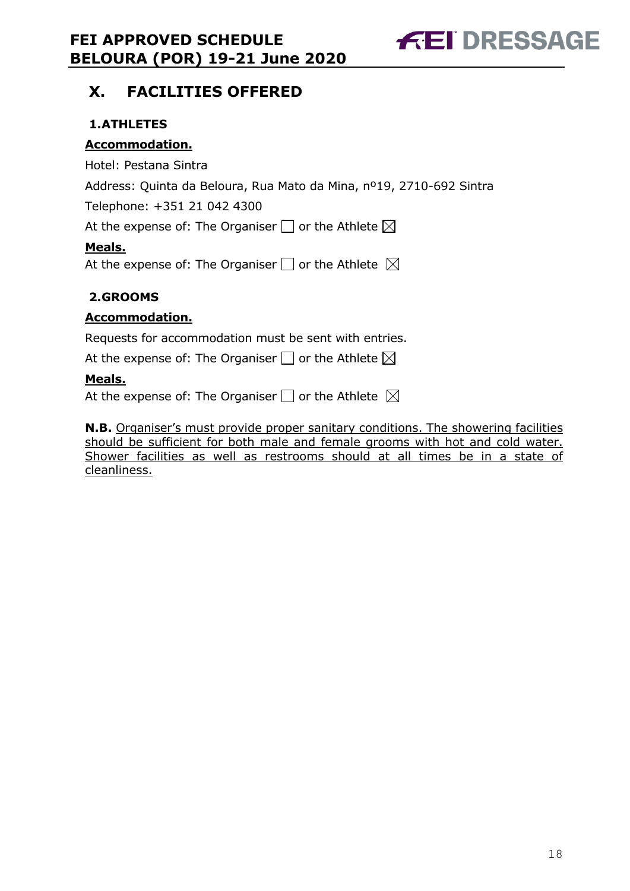## X. FACILITIES OFFERED

### 1. ATHLETES

**Accommodation.**

Hotel: Pestana Sintra

Address: Quinta da Beloura, Rua Mato da Mina, nº19, 2710-692 Sintra

Telephone: +351 21 042 4300

At the expense of: The Organiser ☐ or the Athlete ☒

**Meals.**

At the expense of: The Organiser ☐ or the Athlete ☒

### 2. GROOMS

**Accommodation.**

Requests for accommodation must be sent with entries.

At the expense of: The Organiser ☐ or the Athlete ☒

**Meals.**

At the expense of: The Organiser ☐ or the Athlete ☒

**N.B.** Organiser's must provide proper sanitary conditions. The showering facilities should be sufficient for both male and female grooms with hot and cold water. Shower facilities as well as restrooms should at all times be in a state of cleanliness.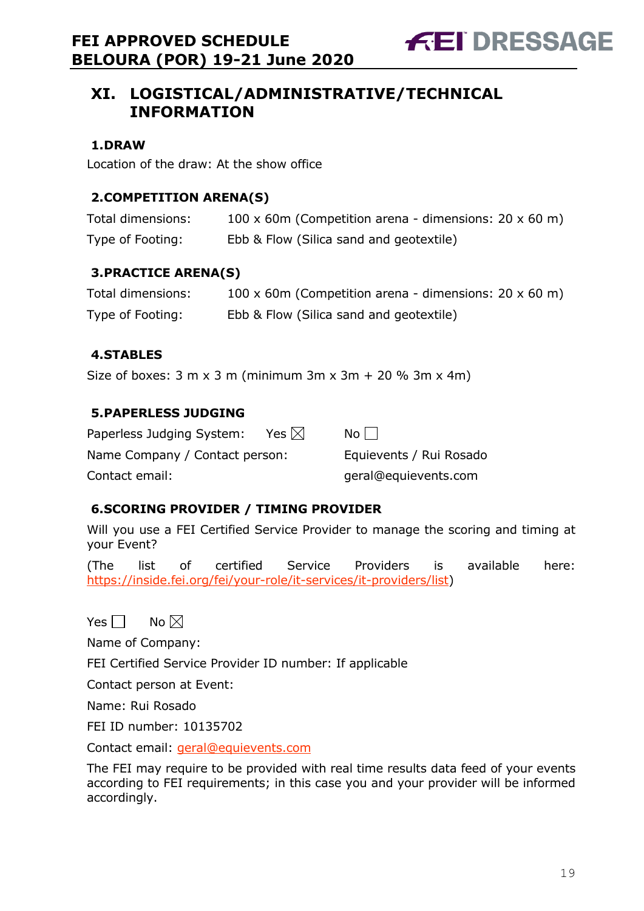## XI. LOGISTICAL/ADMINISTRATIVE/TECHNICAL INFORMATION

### 1.DRAW

Location of the draw: At the show office

### 2.COMPETITION ARENA(S)

| | |
|---|---|
| Total dimensions: | 100 x 60m (Competition arena - dimensions: 20 x 60 m) |
| Type of Footing: | Ebb & Flow (Silica sand and geotextile) |

### 3.PRACTICE ARENA(S)

| | |
|---|---|
| Total dimensions: | 100 x 60m (Competition arena - dimensions: 20 x 60 m) |
| Type of Footing: | Ebb & Flow (Silica sand and geotextile) |

### 4.STABLES

Size of boxes: 3 m x 3 m (minimum 3m x 3m + 20 % 3m x 4m)

### 5.PAPERLESS JUDGING

| | | |
|---|---|---|
| Paperless Judging System: | Yes ☒ | No ☐ |
| Name Company / Contact person: | | Equievents / Rui Rosado |
| Contact email: | | geral@equievents.com |

### 6.SCORING PROVIDER / TIMING PROVIDER

Will you use a FEI Certified Service Provider to manage the scoring and timing at your Event?

(The list of certified Service Providers is available here: https://inside.fei.org/fei/your-role/it-services/it-providers/list)

Yes ☐ No ☒

Name of Company:

FEI Certified Service Provider ID number: If applicable

Contact person at Event:

Name: Rui Rosado

FEI ID number: 10135702

Contact email: geral@equievents.com

The FEI may require to be provided with real time results data feed of your events according to FEI requirements; in this case you and your provider will be informed accordingly.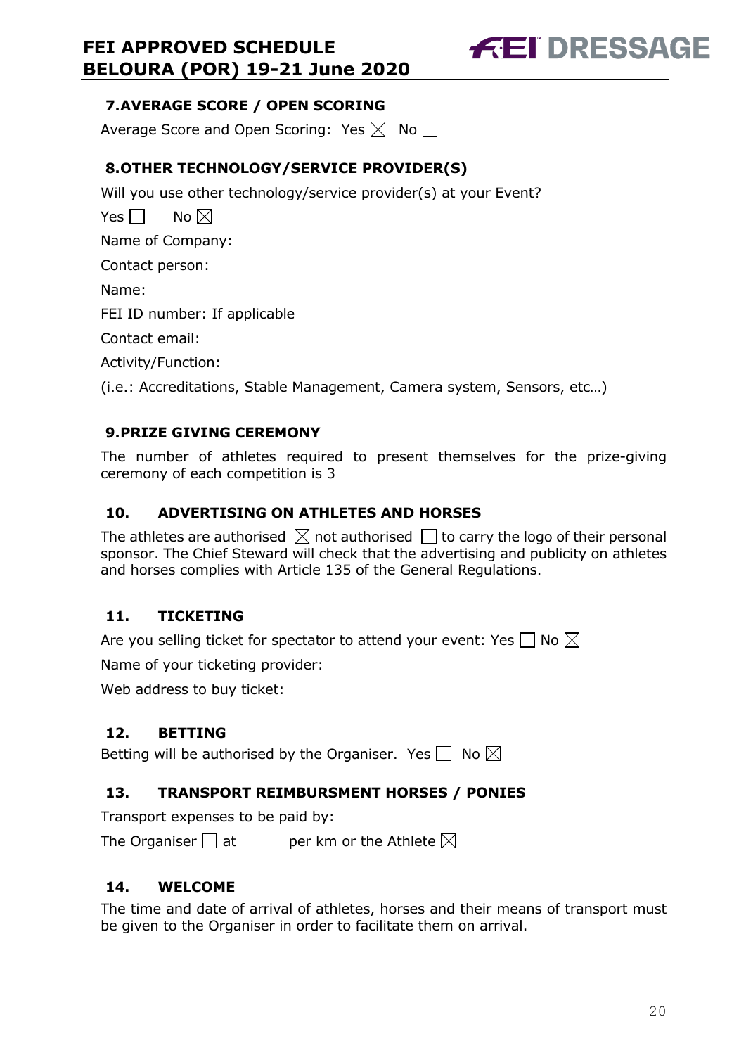## 7. AVERAGE SCORE / OPEN SCORING

Average Score and Open Scoring: Yes ☒ No ☐

## 8. OTHER TECHNOLOGY/SERVICE PROVIDER(S)

Will you use other technology/service provider(s) at your Event?

Yes ☐ No ☒

Name of Company:

Contact person:

Name:

FEI ID number: If applicable

Contact email:

Activity/Function:

(i.e.: Accreditations, Stable Management, Camera system, Sensors, etc…)

## 9. PRIZE GIVING CEREMONY

The number of athletes required to present themselves for the prize-giving ceremony of each competition is 3

## 10. ADVERTISING ON ATHLETES AND HORSES

The athletes are authorised ☒ not authorised ☐ to carry the logo of their personal sponsor. The Chief Steward will check that the advertising and publicity on athletes and horses complies with Article 135 of the General Regulations.

## 11. TICKETING

Are you selling ticket for spectator to attend your event: Yes ☐ No ☒

Name of your ticketing provider:

Web address to buy ticket:

## 12. BETTING

Betting will be authorised by the Organiser. Yes ☐ No ☒

## 13. TRANSPORT REIMBURSMENT HORSES / PONIES

Transport expenses to be paid by:

The Organiser ☐ at per km or the Athlete ☒

## 14. WELCOME

The time and date of arrival of athletes, horses and their means of transport must be given to the Organiser in order to facilitate them on arrival.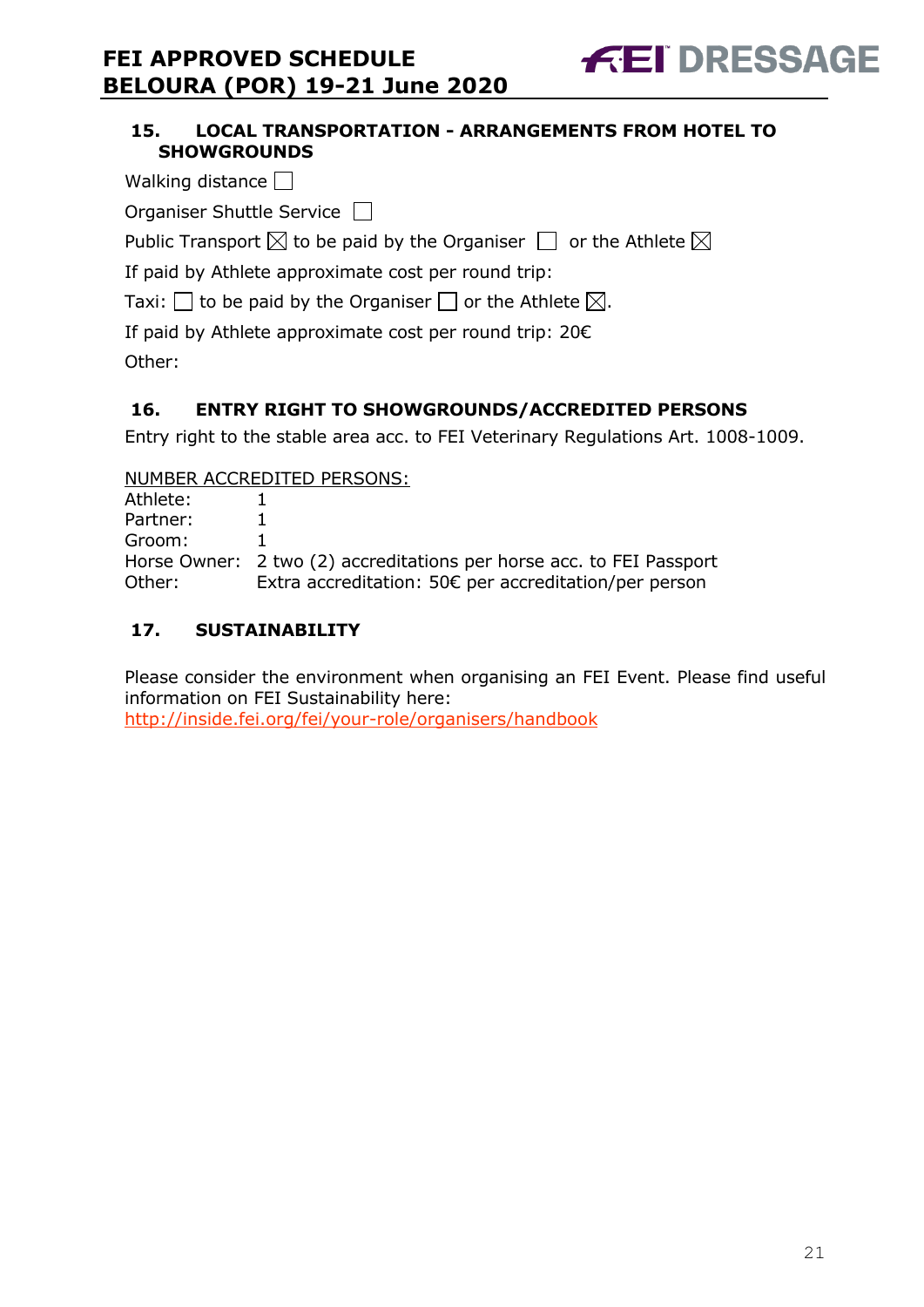## 15. LOCAL TRANSPORTATION - ARRANGEMENTS FROM HOTEL TO SHOWGROUNDS

Walking distance ☐

Organiser Shuttle Service ☐

Public Transport ☒ to be paid by the Organiser ☐ or the Athlete ☒

If paid by Athlete approximate cost per round trip:

Taxi: ☐ to be paid by the Organiser ☐ or the Athlete ☒.

If paid by Athlete approximate cost per round trip: 20€

Other:

## 16. ENTRY RIGHT TO SHOWGROUNDS/ACCREDITED PERSONS

Entry right to the stable area acc. to FEI Veterinary Regulations Art. 1008-1009.

NUMBER ACCREDITED PERSONS:

| | |
|---|---|
| Athlete: | 1 |
| Partner: | 1 |
| Groom: | 1 |
| Horse Owner: | 2 two (2) accreditations per horse acc. to FEI Passport |
| Other: | Extra accreditation: 50€ per accreditation/per person |

## 17. SUSTAINABILITY

Please consider the environment when organising an FEI Event. Please find useful information on FEI Sustainability here:
http://inside.fei.org/fei/your-role/organisers/handbook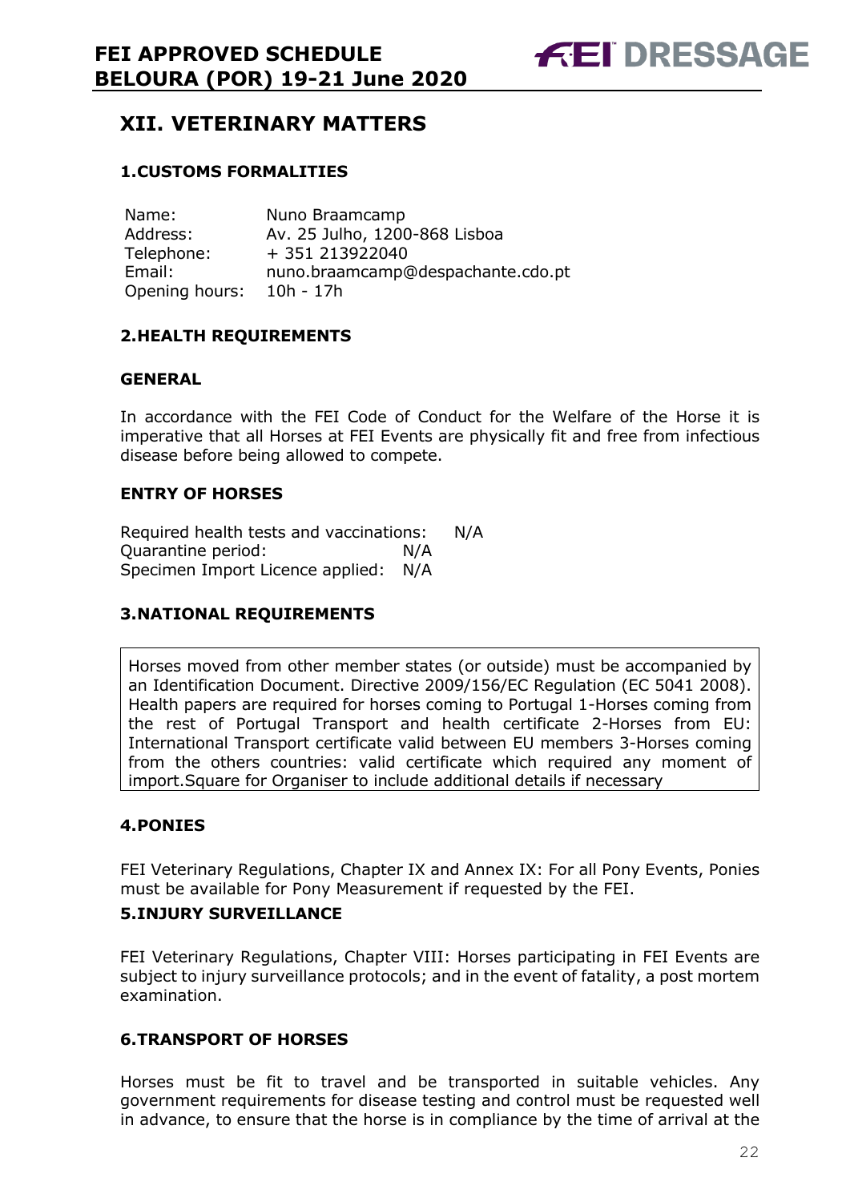## XII. VETERINARY MATTERS

### 1.CUSTOMS FORMALITIES

| | |
|---|---|
| Name: | Nuno Braamcamp |
| Address: | Av. 25 Julho, 1200-868 Lisboa |
| Telephone: | + 351 213922040 |
| Email: | nuno.braamcamp@despachante.cdo.pt |
| Opening hours: | 10h - 17h |

### 2.HEALTH REQUIREMENTS

#### GENERAL

In accordance with the FEI Code of Conduct for the Welfare of the Horse it is imperative that all Horses at FEI Events are physically fit and free from infectious disease before being allowed to compete.

#### ENTRY OF HORSES

Required health tests and vaccinations: N/A
Quarantine period: N/A
Specimen Import Licence applied: N/A

### 3.NATIONAL REQUIREMENTS

Horses moved from other member states (or outside) must be accompanied by an Identification Document. Directive 2009/156/EC Regulation (EC 5041 2008). Health papers are required for horses coming to Portugal 1-Horses coming from the rest of Portugal Transport and health certificate 2-Horses from EU: International Transport certificate valid between EU members 3-Horses coming from the others countries: valid certificate which required any moment of import.Square for Organiser to include additional details if necessary

### 4.PONIES

FEI Veterinary Regulations, Chapter IX and Annex IX: For all Pony Events, Ponies must be available for Pony Measurement if requested by the FEI.

### 5.INJURY SURVEILLANCE

FEI Veterinary Regulations, Chapter VIII: Horses participating in FEI Events are subject to injury surveillance protocols; and in the event of fatality, a post mortem examination.

### 6.TRANSPORT OF HORSES

Horses must be fit to travel and be transported in suitable vehicles. Any government requirements for disease testing and control must be requested well in advance, to ensure that the horse is in compliance by the time of arrival at the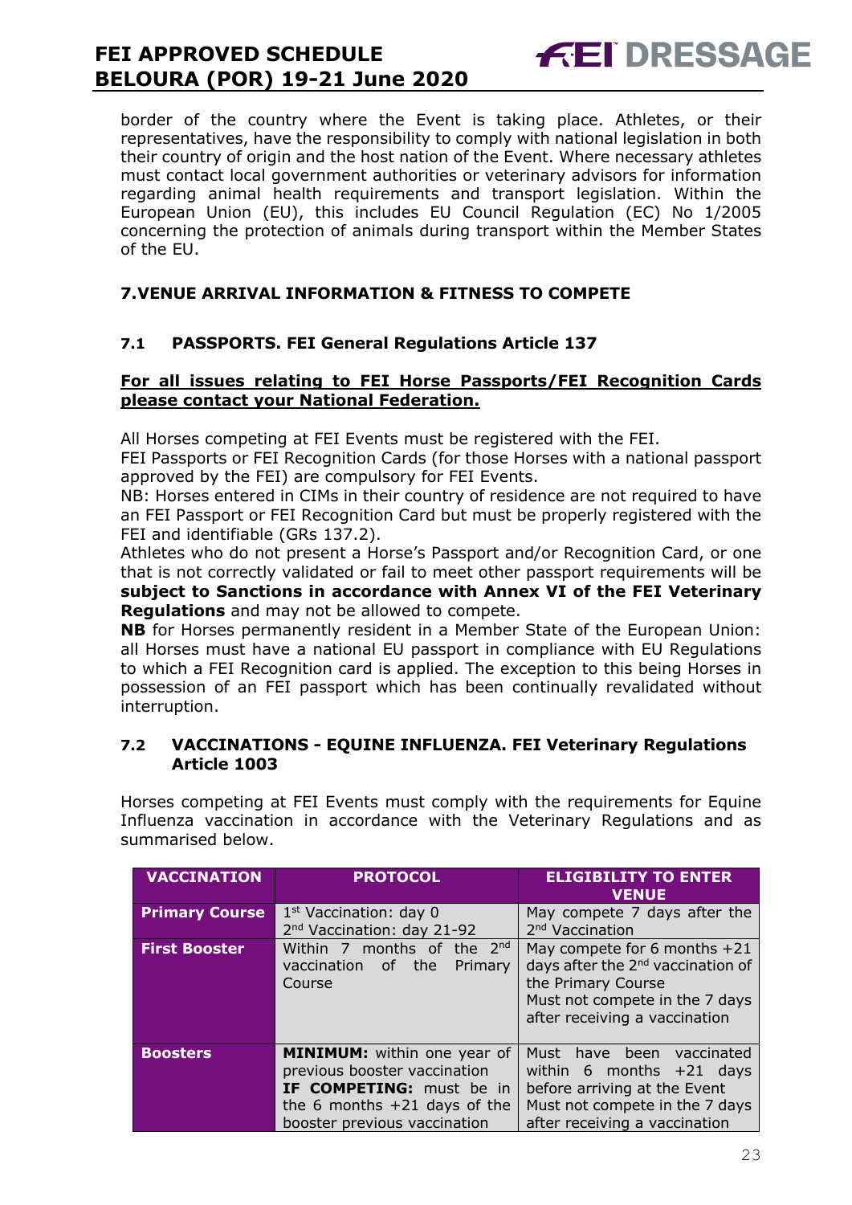border of the country where the Event is taking place. Athletes, or their representatives, have the responsibility to comply with national legislation in both their country of origin and the host nation of the Event. Where necessary athletes must contact local government authorities or veterinary advisors for information regarding animal health requirements and transport legislation. Within the European Union (EU), this includes EU Council Regulation (EC) No 1/2005 concerning the protection of animals during transport within the Member States of the EU.

## 7.VENUE ARRIVAL INFORMATION & FITNESS TO COMPETE

### 7.1 PASSPORTS. FEI General Regulations Article 137

**For all issues relating to FEI Horse Passports/FEI Recognition Cards please contact your National Federation.**

All Horses competing at FEI Events must be registered with the FEI.
FEI Passports or FEI Recognition Cards (for those Horses with a national passport approved by the FEI) are compulsory for FEI Events.
NB: Horses entered in CIMs in their country of residence are not required to have an FEI Passport or FEI Recognition Card but must be properly registered with the FEI and identifiable (GRs 137.2).
Athletes who do not present a Horse's Passport and/or Recognition Card, or one that is not correctly validated or fail to meet other passport requirements will be **subject to Sanctions in accordance with Annex VI of the FEI Veterinary Regulations** and may not be allowed to compete.
**NB** for Horses permanently resident in a Member State of the European Union: all Horses must have a national EU passport in compliance with EU Regulations to which a FEI Recognition card is applied. The exception to this being Horses in possession of an FEI passport which has been continually revalidated without interruption.

### 7.2 VACCINATIONS - EQUINE INFLUENZA. FEI Veterinary Regulations Article 1003

Horses competing at FEI Events must comply with the requirements for Equine Influenza vaccination in accordance with the Veterinary Regulations and as summarised below.

| VACCINATION | PROTOCOL | ELIGIBILITY TO ENTER VENUE |
|---|---|---|
| **Primary Course** | 1st Vaccination: day 0<br>2nd Vaccination: day 21-92 | May compete 7 days after the 2nd Vaccination |
| **First Booster** | Within 7 months of the 2nd vaccination of the Primary Course | May compete for 6 months +21 days after the 2nd vaccination of the Primary Course<br>Must not compete in the 7 days after receiving a vaccination |
| **Boosters** | **MINIMUM:** within one year of previous booster vaccination<br>**IF COMPETING:** must be in the 6 months +21 days of the booster previous vaccination | Must have been vaccinated within 6 months +21 days before arriving at the Event<br>Must not compete in the 7 days after receiving a vaccination |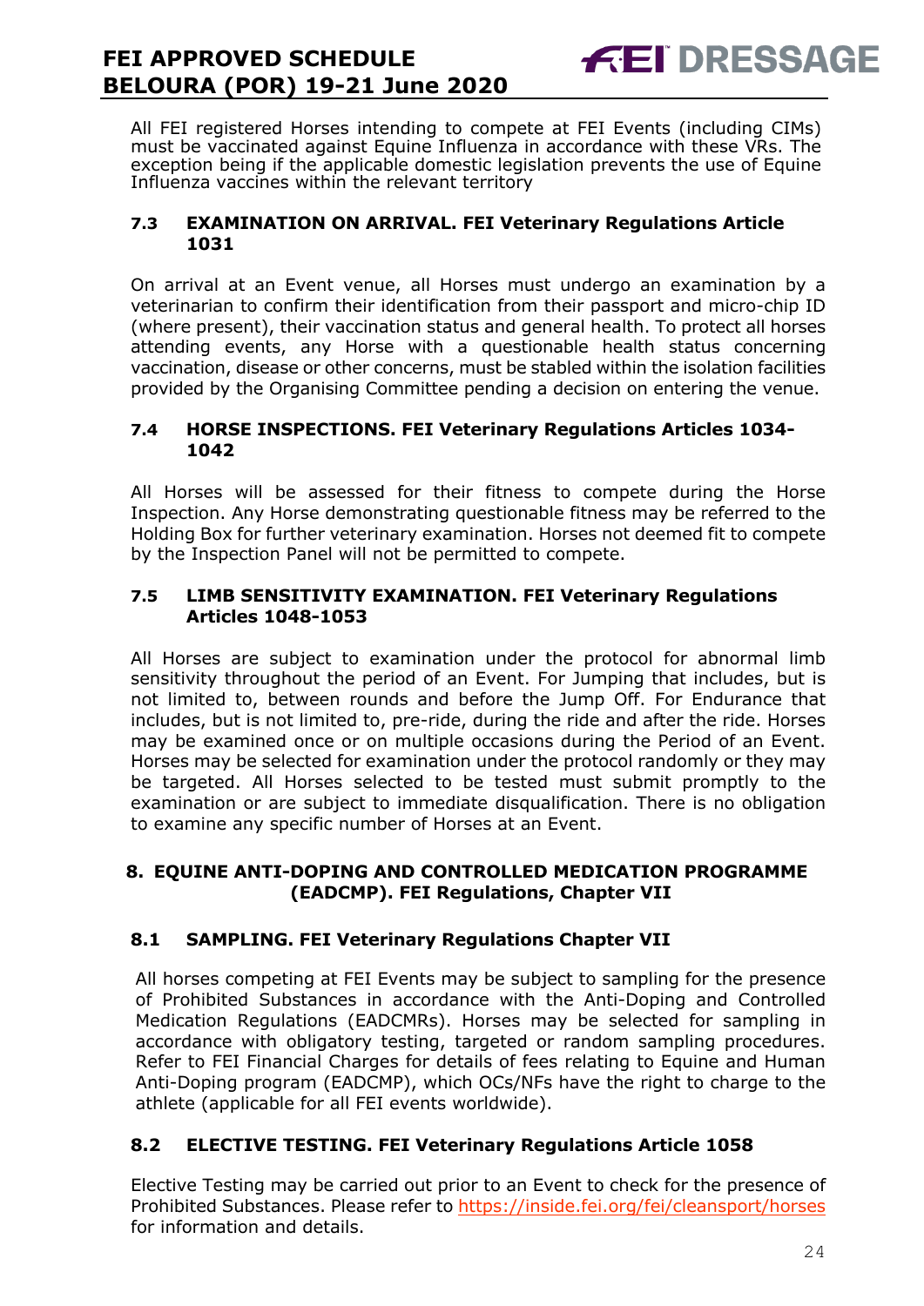All FEI registered Horses intending to compete at FEI Events (including CIMs) must be vaccinated against Equine Influenza in accordance with these VRs. The exception being if the applicable domestic legislation prevents the use of Equine Influenza vaccines within the relevant territory

### 7.3 EXAMINATION ON ARRIVAL. FEI Veterinary Regulations Article 1031

On arrival at an Event venue, all Horses must undergo an examination by a veterinarian to confirm their identification from their passport and micro-chip ID (where present), their vaccination status and general health. To protect all horses attending events, any Horse with a questionable health status concerning vaccination, disease or other concerns, must be stabled within the isolation facilities provided by the Organising Committee pending a decision on entering the venue.

### 7.4 HORSE INSPECTIONS. FEI Veterinary Regulations Articles 1034-1042

All Horses will be assessed for their fitness to compete during the Horse Inspection. Any Horse demonstrating questionable fitness may be referred to the Holding Box for further veterinary examination. Horses not deemed fit to compete by the Inspection Panel will not be permitted to compete.

### 7.5 LIMB SENSITIVITY EXAMINATION. FEI Veterinary Regulations Articles 1048-1053

All Horses are subject to examination under the protocol for abnormal limb sensitivity throughout the period of an Event. For Jumping that includes, but is not limited to, between rounds and before the Jump Off. For Endurance that includes, but is not limited to, pre-ride, during the ride and after the ride. Horses may be examined once or on multiple occasions during the Period of an Event. Horses may be selected for examination under the protocol randomly or they may be targeted. All Horses selected to be tested must submit promptly to the examination or are subject to immediate disqualification. There is no obligation to examine any specific number of Horses at an Event.

## 8. EQUINE ANTI-DOPING AND CONTROLLED MEDICATION PROGRAMME (EADCMP). FEI Regulations, Chapter VII

### 8.1 SAMPLING. FEI Veterinary Regulations Chapter VII

All horses competing at FEI Events may be subject to sampling for the presence of Prohibited Substances in accordance with the Anti-Doping and Controlled Medication Regulations (EADCMRs). Horses may be selected for sampling in accordance with obligatory testing, targeted or random sampling procedures. Refer to FEI Financial Charges for details of fees relating to Equine and Human Anti-Doping program (EADCMP), which OCs/NFs have the right to charge to the athlete (applicable for all FEI events worldwide).

### 8.2 ELECTIVE TESTING. FEI Veterinary Regulations Article 1058

Elective Testing may be carried out prior to an Event to check for the presence of Prohibited Substances. Please refer to https://inside.fei.org/fei/cleansport/horses for information and details.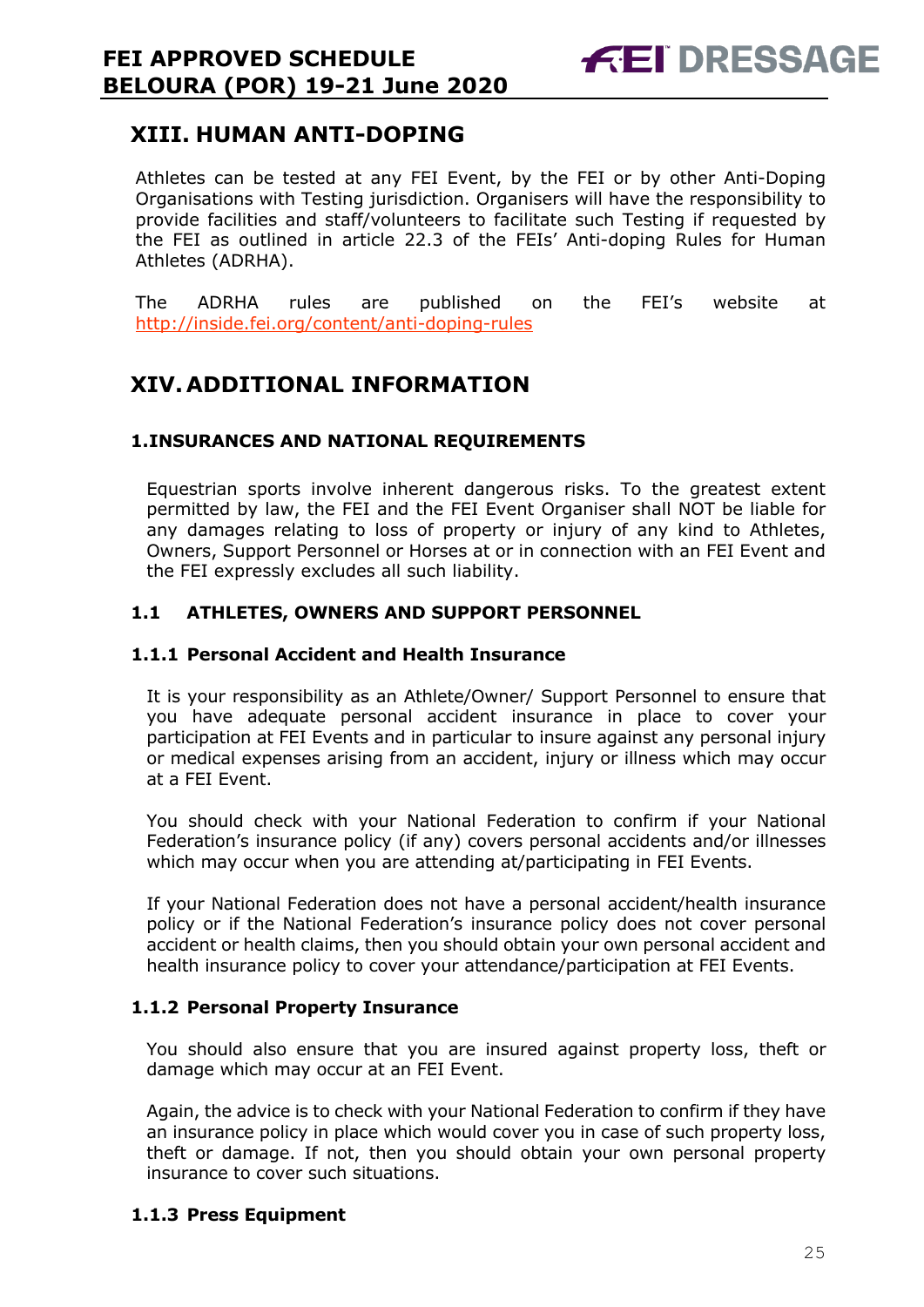## XIII. HUMAN ANTI-DOPING

Athletes can be tested at any FEI Event, by the FEI or by other Anti-Doping Organisations with Testing jurisdiction. Organisers will have the responsibility to provide facilities and staff/volunteers to facilitate such Testing if requested by the FEI as outlined in article 22.3 of the FEIs' Anti-doping Rules for Human Athletes (ADRHA).

The ADRHA rules are published on the FEI's website at http://inside.fei.org/content/anti-doping-rules

## XIV. ADDITIONAL INFORMATION

### 1. INSURANCES AND NATIONAL REQUIREMENTS

Equestrian sports involve inherent dangerous risks. To the greatest extent permitted by law, the FEI and the FEI Event Organiser shall NOT be liable for any damages relating to loss of property or injury of any kind to Athletes, Owners, Support Personnel or Horses at or in connection with an FEI Event and the FEI expressly excludes all such liability.

### 1.1 ATHLETES, OWNERS AND SUPPORT PERSONNEL

#### 1.1.1 Personal Accident and Health Insurance

It is your responsibility as an Athlete/Owner/ Support Personnel to ensure that you have adequate personal accident insurance in place to cover your participation at FEI Events and in particular to insure against any personal injury or medical expenses arising from an accident, injury or illness which may occur at a FEI Event.

You should check with your National Federation to confirm if your National Federation's insurance policy (if any) covers personal accidents and/or illnesses which may occur when you are attending at/participating in FEI Events.

If your National Federation does not have a personal accident/health insurance policy or if the National Federation's insurance policy does not cover personal accident or health claims, then you should obtain your own personal accident and health insurance policy to cover your attendance/participation at FEI Events.

#### 1.1.2 Personal Property Insurance

You should also ensure that you are insured against property loss, theft or damage which may occur at an FEI Event.

Again, the advice is to check with your National Federation to confirm if they have an insurance policy in place which would cover you in case of such property loss, theft or damage. If not, then you should obtain your own personal property insurance to cover such situations.

#### 1.1.3 Press Equipment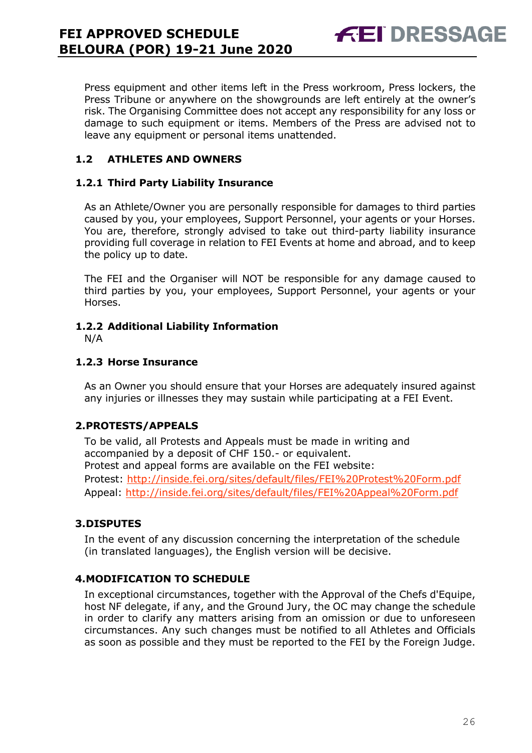Press equipment and other items left in the Press workroom, Press lockers, the Press Tribune or anywhere on the showgrounds are left entirely at the owner's risk. The Organising Committee does not accept any responsibility for any loss or damage to such equipment or items. Members of the Press are advised not to leave any equipment or personal items unattended.

### 1.2 ATHLETES AND OWNERS

#### 1.2.1 Third Party Liability Insurance

As an Athlete/Owner you are personally responsible for damages to third parties caused by you, your employees, Support Personnel, your agents or your Horses. You are, therefore, strongly advised to take out third-party liability insurance providing full coverage in relation to FEI Events at home and abroad, and to keep the policy up to date.

The FEI and the Organiser will NOT be responsible for any damage caused to third parties by you, your employees, Support Personnel, your agents or your Horses.

#### 1.2.2 Additional Liability Information

N/A

#### 1.2.3 Horse Insurance

As an Owner you should ensure that your Horses are adequately insured against any injuries or illnesses they may sustain while participating at a FEI Event.

## 2. PROTESTS/APPEALS

To be valid, all Protests and Appeals must be made in writing and accompanied by a deposit of CHF 150.- or equivalent.
Protest and appeal forms are available on the FEI website:
Protest: http://inside.fei.org/sites/default/files/FEI%20Protest%20Form.pdf
Appeal: http://inside.fei.org/sites/default/files/FEI%20Appeal%20Form.pdf

## 3. DISPUTES

In the event of any discussion concerning the interpretation of the schedule (in translated languages), the English version will be decisive.

## 4. MODIFICATION TO SCHEDULE

In exceptional circumstances, together with the Approval of the Chefs d'Equipe, host NF delegate, if any, and the Ground Jury, the OC may change the schedule in order to clarify any matters arising from an omission or due to unforeseen circumstances. Any such changes must be notified to all Athletes and Officials as soon as possible and they must be reported to the FEI by the Foreign Judge.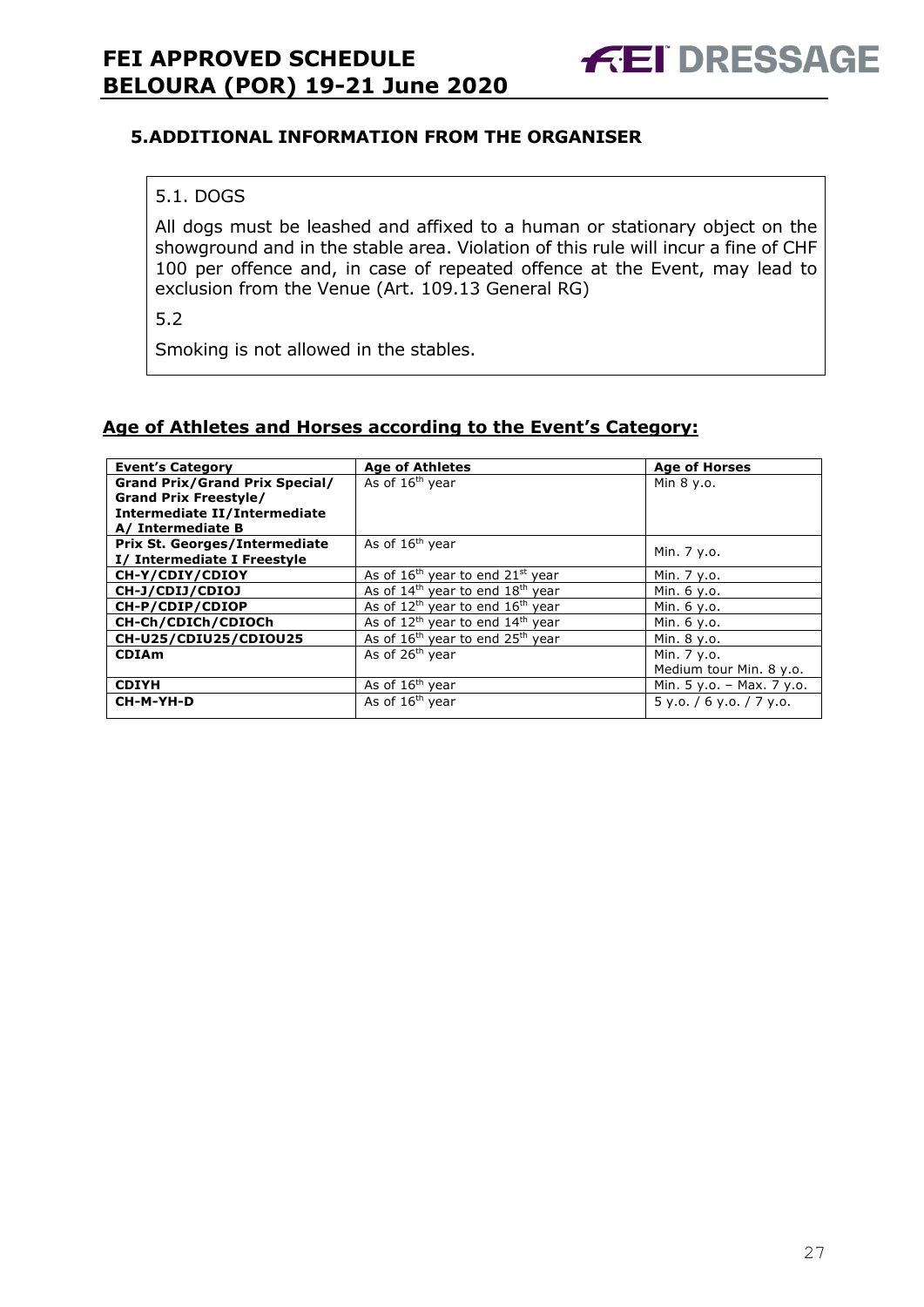## 5. ADDITIONAL INFORMATION FROM THE ORGANISER

5.1. DOGS

All dogs must be leashed and affixed to a human or stationary object on the showground and in the stable area. Violation of this rule will incur a fine of CHF 100 per offence and, in case of repeated offence at the Event, may lead to exclusion from the Venue (Art. 109.13 General RG)

5.2

Smoking is not allowed in the stables.

## Age of Athletes and Horses according to the Event's Category:

| Event's Category | Age of Athletes | Age of Horses |
|---|---|---|
| **Grand Prix/Grand Prix Special/ Grand Prix Freestyle/ Intermediate II/Intermediate A/ Intermediate B** | As of 16th year | Min 8 y.o. |
| **Prix St. Georges/Intermediate I/ Intermediate I Freestyle** | As of 16th year | Min. 7 y.o. |
| **CH-Y/CDIY/CDIOY** | As of 16th year to end 21st year | Min. 7 y.o. |
| **CH-J/CDIJ/CDIOJ** | As of 14th year to end 18th year | Min. 6 y.o. |
| **CH-P/CDIP/CDIOP** | As of 12th year to end 16th year | Min. 6 y.o. |
| **CH-Ch/CDICh/CDIOCh** | As of 12th year to end 14th year | Min. 6 y.o. |
| **CH-U25/CDIU25/CDIOU25** | As of 16th year to end 25th year | Min. 8 y.o. |
| **CDIAm** | As of 26th year | Min. 7 y.o. Medium tour Min. 8 y.o. |
| **CDIYH** | As of 16th year | Min. 5 y.o. – Max. 7 y.o. |
| **CH-M-YH-D** | As of 16th year | 5 y.o. / 6 y.o. / 7 y.o. |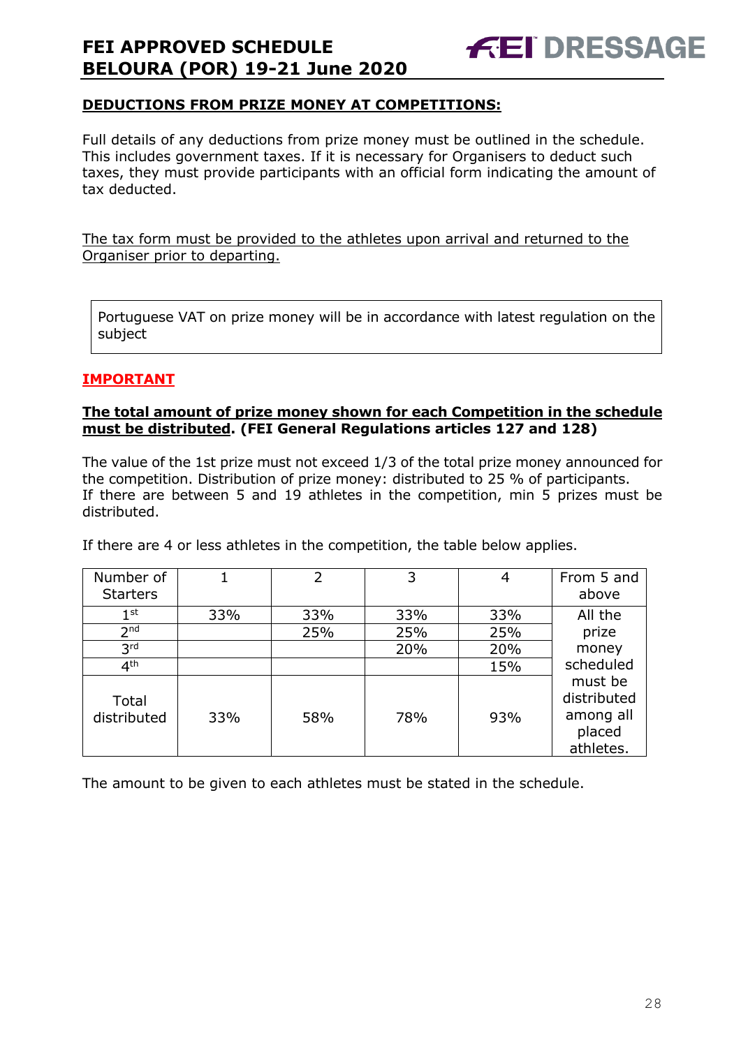**DEDUCTIONS FROM PRIZE MONEY AT COMPETITIONS:**

Full details of any deductions from prize money must be outlined in the schedule. This includes government taxes. If it is necessary for Organisers to deduct such taxes, they must provide participants with an official form indicating the amount of tax deducted.

The tax form must be provided to the athletes upon arrival and returned to the Organiser prior to departing.

Portuguese VAT on prize money will be in accordance with latest regulation on the subject

**IMPORTANT**

**The total amount of prize money shown for each Competition in the schedule must be distributed. (FEI General Regulations articles 127 and 128)**

The value of the 1st prize must not exceed 1/3 of the total prize money announced for the competition. Distribution of prize money: distributed to 25 % of participants.
If there are between 5 and 19 athletes in the competition, min 5 prizes must be distributed.

If there are 4 or less athletes in the competition, the table below applies.

| Number of Starters | 1 | 2 | 3 | 4 | From 5 and above |
|---|---|---|---|---|---|
| 1st | 33% | 33% | 33% | 33% | All the prize money scheduled must be distributed among all placed athletes. |
| 2nd | | 25% | 25% | 25% | |
| 3rd | | | 20% | 20% | |
| 4th | | | | 15% | |
| Total distributed | 33% | 58% | 78% | 93% | |

The amount to be given to each athletes must be stated in the schedule.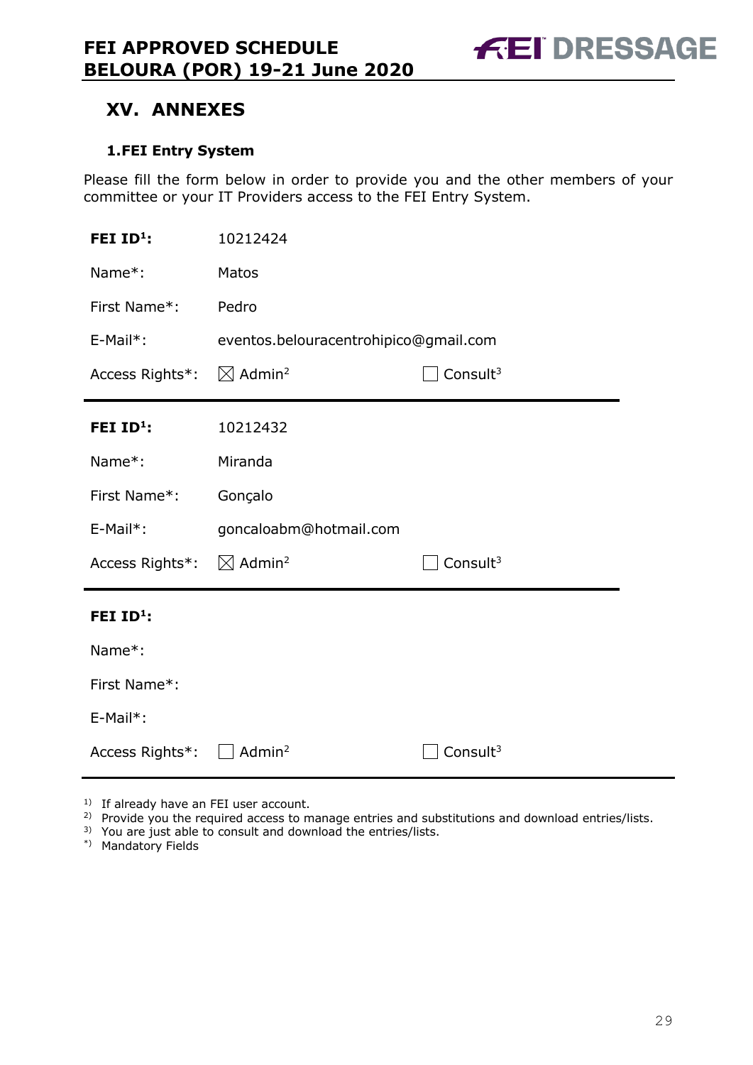# XV. ANNEXES

## 1.FEI Entry System

Please fill the form below in order to provide you and the other members of your committee or your IT Providers access to the FEI Entry System.

| | | |
|---|---|---|
| **FEI ID[1]:** | 10212424 | |
| Name*: | Matos | |
| First Name*: | Pedro | |
| E-Mail*: | eventos.belouracentrohipico@gmail.com | |
| Access Rights*: | ☒ Admin[2] | ☐ Consult[3] |

| | | |
|---|---|---|
| **FEI ID[1]:** | 10212432 | |
| Name*: | Miranda | |
| First Name*: | Gonçalo | |
| E-Mail*: | goncaloabm@hotmail.com | |
| Access Rights*: | ☒ Admin[2] | ☐ Consult[3] |

| | | |
|---|---|---|
| **FEI ID[1]:** | | |
| Name*: | | |
| First Name*: | | |
| E-Mail*: | | |
| Access Rights*: | ☐ Admin[2] | ☐ Consult[3] |

[1] If already have an FEI user account.
[2] Provide you the required access to manage entries and substitutions and download entries/lists.
[3] You are just able to consult and download the entries/lists.
*) Mandatory Fields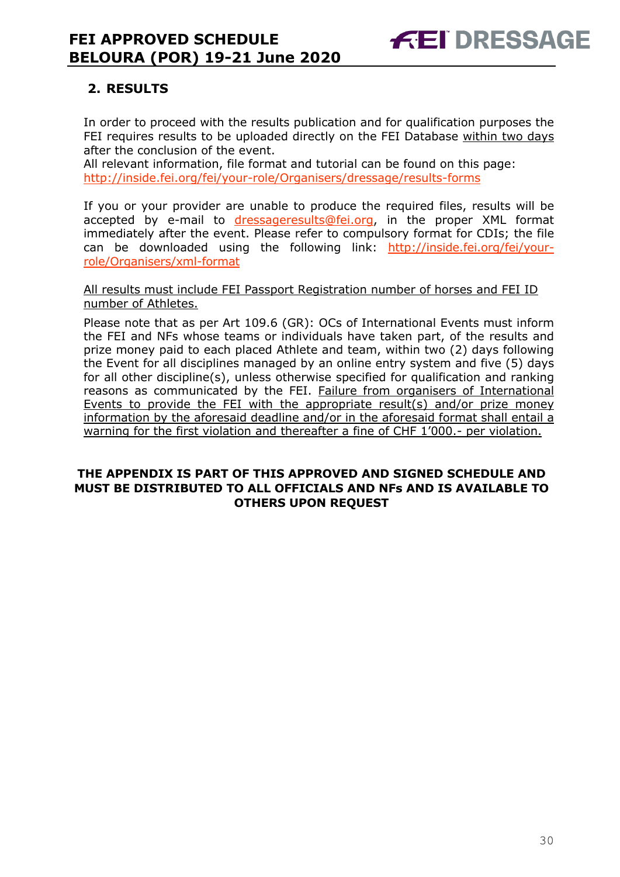## 2. RESULTS

In order to proceed with the results publication and for qualification purposes the FEI requires results to be uploaded directly on the FEI Database within two days after the conclusion of the event.

All relevant information, file format and tutorial can be found on this page: http://inside.fei.org/fei/your-role/Organisers/dressage/results-forms

If you or your provider are unable to produce the required files, results will be accepted by e-mail to dressageresults@fei.org, in the proper XML format immediately after the event. Please refer to compulsory format for CDIs; the file can be downloaded using the following link: http://inside.fei.org/fei/your-role/Organisers/xml-format

All results must include FEI Passport Registration number of horses and FEI ID number of Athletes.

Please note that as per Art 109.6 (GR): OCs of International Events must inform the FEI and NFs whose teams or individuals have taken part, of the results and prize money paid to each placed Athlete and team, within two (2) days following the Event for all disciplines managed by an online entry system and five (5) days for all other discipline(s), unless otherwise specified for qualification and ranking reasons as communicated by the FEI. Failure from organisers of International Events to provide the FEI with the appropriate result(s) and/or prize money information by the aforesaid deadline and/or in the aforesaid format shall entail a warning for the first violation and thereafter a fine of CHF 1'000.- per violation.

**THE APPENDIX IS PART OF THIS APPROVED AND SIGNED SCHEDULE AND MUST BE DISTRIBUTED TO ALL OFFICIALS AND NFs AND IS AVAILABLE TO OTHERS UPON REQUEST**